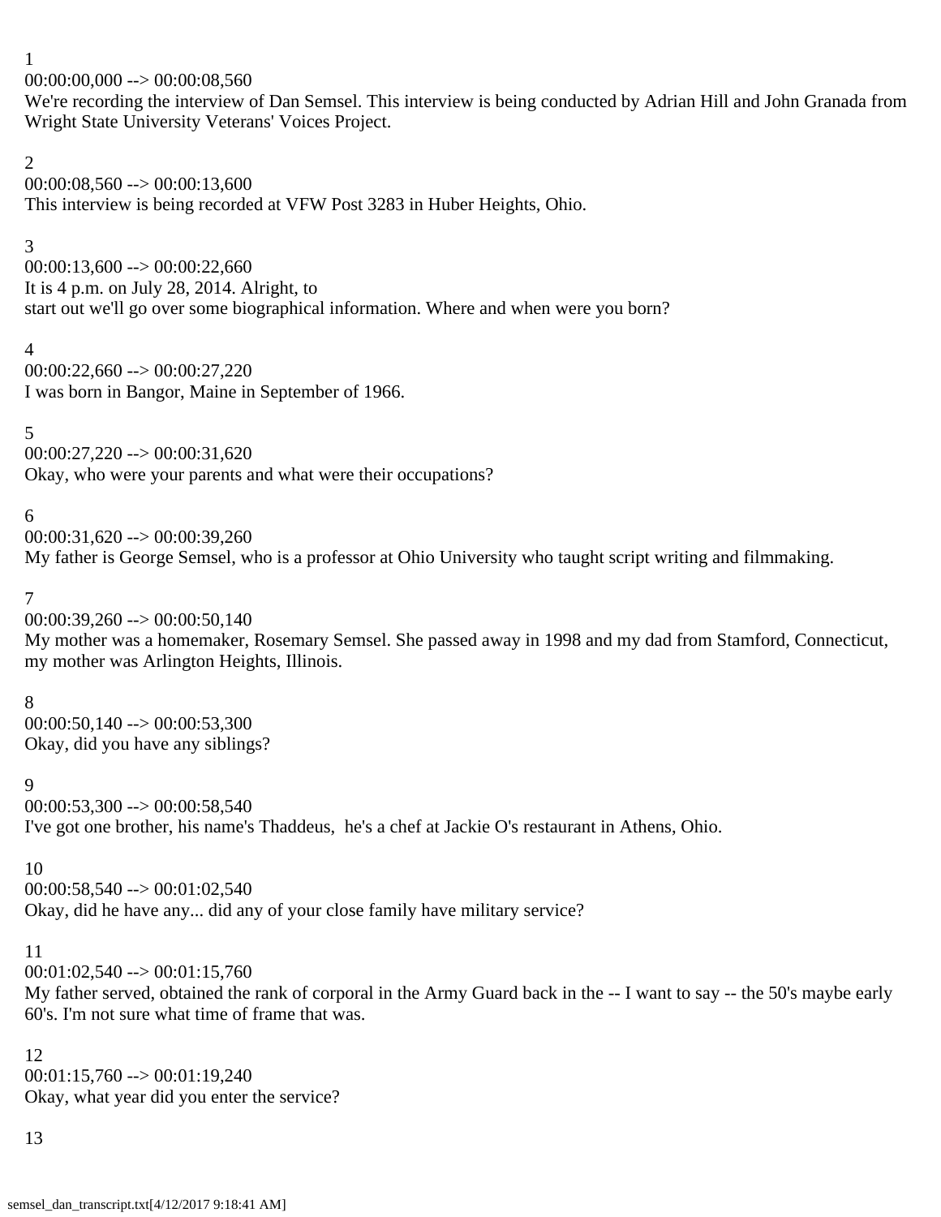1
00:00:00,000 --> 00:00:08,560
We're recording the interview of Dan Semsel. This interview is being conducted by Adrian Hill and John Granada from Wright State University Veterans' Voices Project.

2
00:00:08,560 --> 00:00:13,600
This interview is being recorded at VFW Post 3283 in Huber Heights, Ohio.

3
00:00:13,600 --> 00:00:22,660
It is 4 p.m. on July 28, 2014. Alright, to
start out we'll go over some biographical information. Where and when were you born?

4
00:00:22,660 --> 00:00:27,220
I was born in Bangor, Maine in September of 1966.

5
00:00:27,220 --> 00:00:31,620
Okay, who were your parents and what were their occupations?

6
00:00:31,620 --> 00:00:39,260
My father is George Semsel, who is a professor at Ohio University who taught script writing and filmmaking.

7
00:00:39,260 --> 00:00:50,140
My mother was a homemaker, Rosemary Semsel. She passed away in 1998 and my dad from Stamford, Connecticut, my mother was Arlington Heights, Illinois.

8
00:00:50,140 --> 00:00:53,300
Okay, did you have any siblings?

9
00:00:53,300 --> 00:00:58,540
I've got one brother, his name's Thaddeus, he's a chef at Jackie O's restaurant in Athens, Ohio.

10
00:00:58,540 --> 00:01:02,540
Okay, did he have any... did any of your close family have military service?

11
00:01:02,540 --> 00:01:15,760
My father served, obtained the rank of corporal in the Army Guard back in the -- I want to say -- the 50's maybe early 60's. I'm not sure what time of frame that was.

12
00:01:15,760 --> 00:01:19,240
Okay, what year did you enter the service?

13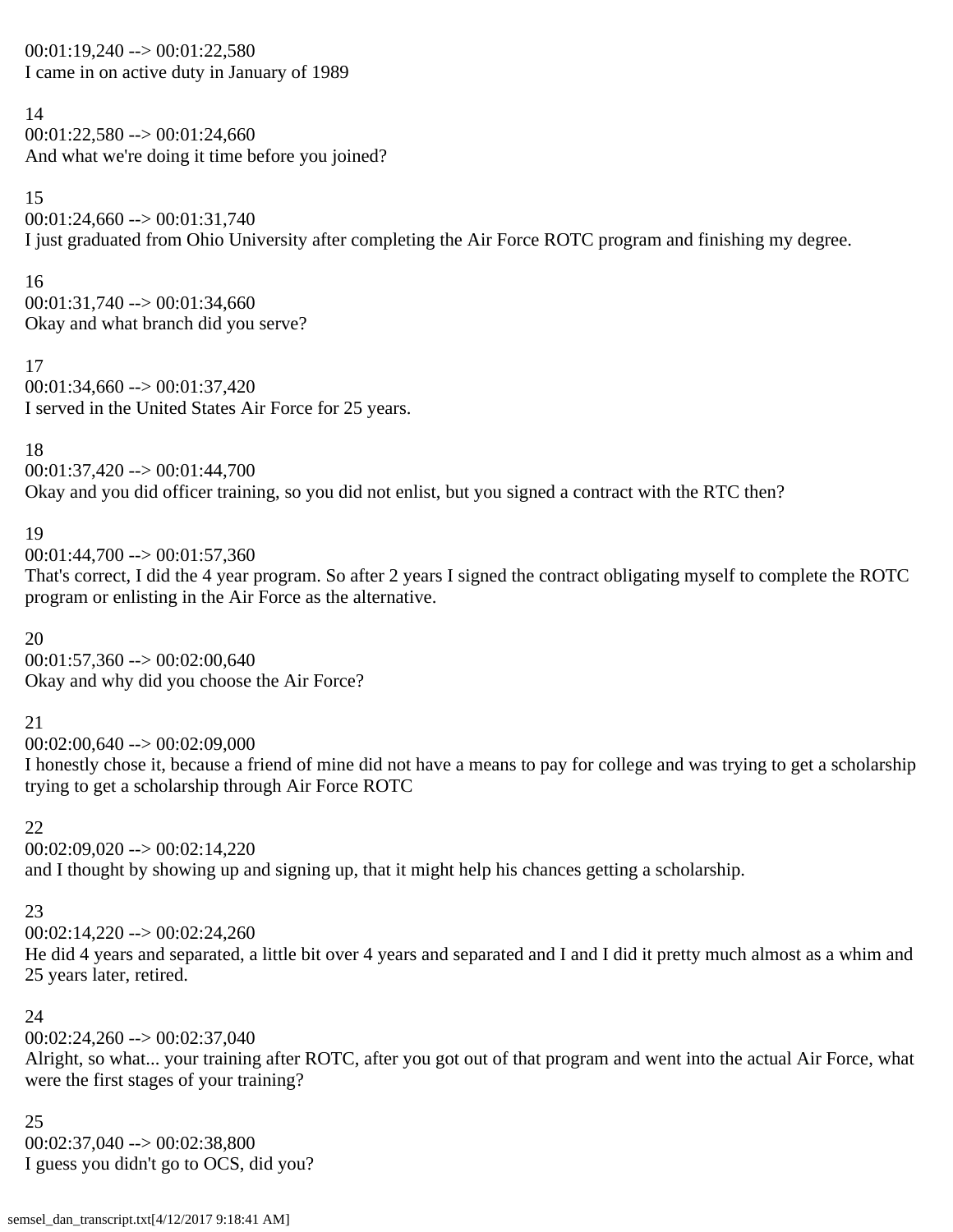00:01:19,240 --> 00:01:22,580
I came in on active duty in January of 1989

14
00:01:22,580 --> 00:01:24,660
And what we're doing it time before you joined?

15
00:01:24,660 --> 00:01:31,740
I just graduated from Ohio University after completing the Air Force ROTC program and finishing my degree.

16
00:01:31,740 --> 00:01:34,660
Okay and what branch did you serve?

17
00:01:34,660 --> 00:01:37,420
I served in the United States Air Force for 25 years.

18
00:01:37,420 --> 00:01:44,700
Okay and you did officer training, so you did not enlist, but you signed a contract with the RTC then?

19
00:01:44,700 --> 00:01:57,360
That's correct, I did the 4 year program. So after 2 years I signed the contract obligating myself to complete the ROTC program or enlisting in the Air Force as the alternative.

20
00:01:57,360 --> 00:02:00,640
Okay and why did you choose the Air Force?

21
00:02:00,640 --> 00:02:09,000
I honestly chose it, because a friend of mine did not have a means to pay for college and was trying to get a scholarship trying to get a scholarship through Air Force ROTC

22
00:02:09,020 --> 00:02:14,220
and I thought by showing up and signing up, that it might help his chances getting a scholarship.

23
00:02:14,220 --> 00:02:24,260
He did 4 years and separated, a little bit over 4 years and separated and I and I did it pretty much almost as a whim and 25 years later, retired.

24
00:02:24,260 --> 00:02:37,040
Alright, so what... your training after ROTC, after you got out of that program and went into the actual Air Force, what were the first stages of your training?

25
00:02:37,040 --> 00:02:38,800
I guess you didn't go to OCS, did you?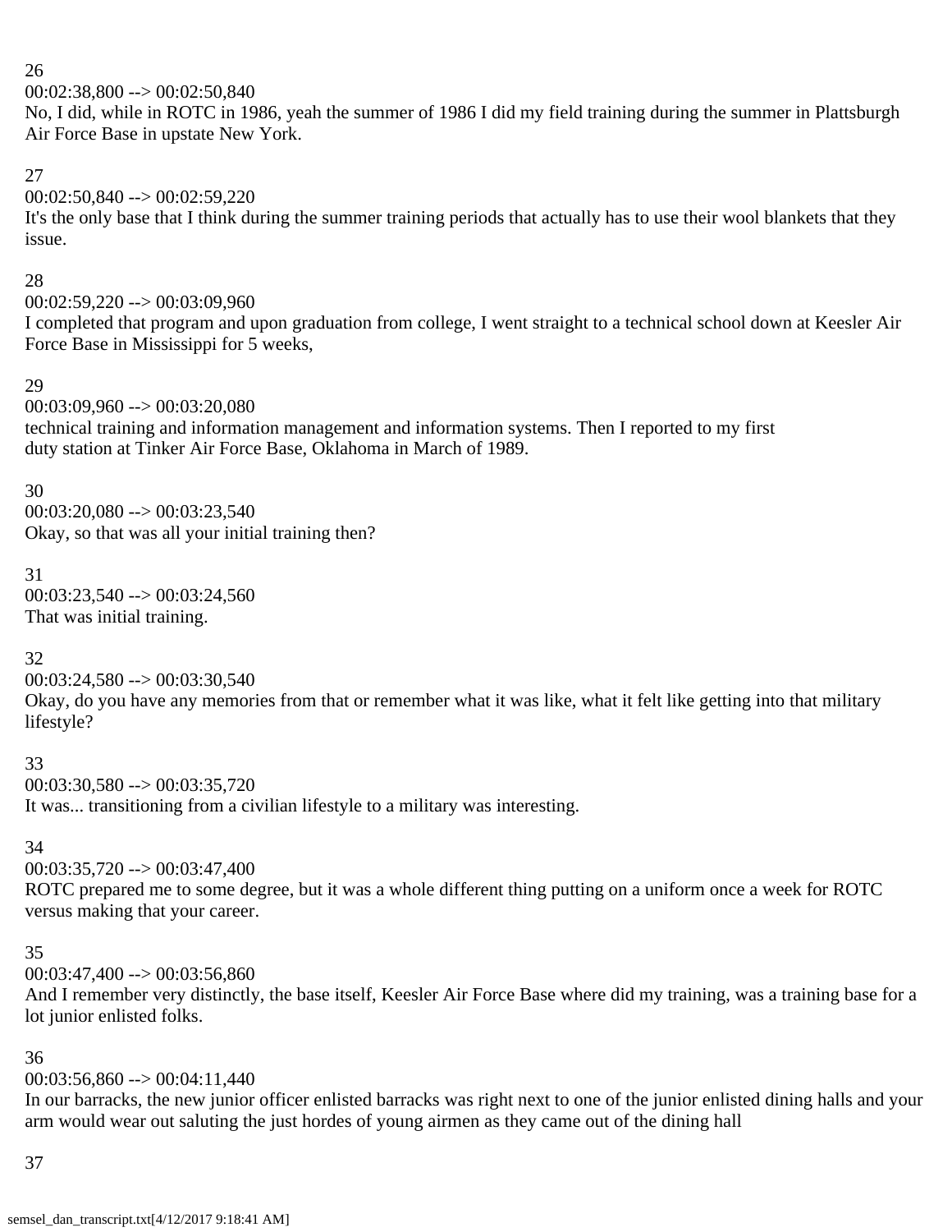26
00:02:38,800 --> 00:02:50,840
No, I did, while in ROTC in 1986, yeah the summer of 1986 I did my field training during the summer in Plattsburgh Air Force Base in upstate New York.

27
00:02:50,840 --> 00:02:59,220
It's the only base that I think during the summer training periods that actually has to use their wool blankets that they issue.

28
00:02:59,220 --> 00:03:09,960
I completed that program and upon graduation from college, I went straight to a technical school down at Keesler Air Force Base in Mississippi for 5 weeks,

29
00:03:09,960 --> 00:03:20,080
technical training and information management and information systems. Then I reported to my first duty station at Tinker Air Force Base, Oklahoma in March of 1989.

30
00:03:20,080 --> 00:03:23,540
Okay, so that was all your initial training then?

31
00:03:23,540 --> 00:03:24,560
That was initial training.

32
00:03:24,580 --> 00:03:30,540
Okay, do you have any memories from that or remember what it was like, what it felt like getting into that military lifestyle?

33
00:03:30,580 --> 00:03:35,720
It was... transitioning from a civilian lifestyle to a military was interesting.

34
00:03:35,720 --> 00:03:47,400
ROTC prepared me to some degree, but it was a whole different thing putting on a uniform once a week for ROTC versus making that your career.

35
00:03:47,400 --> 00:03:56,860
And I remember very distinctly, the base itself, Keesler Air Force Base where did my training, was a training base for a lot junior enlisted folks.

36
00:03:56,860 --> 00:04:11,440
In our barracks, the new junior officer enlisted barracks was right next to one of the junior enlisted dining halls and your arm would wear out saluting the just hordes of young airmen as they came out of the dining hall

37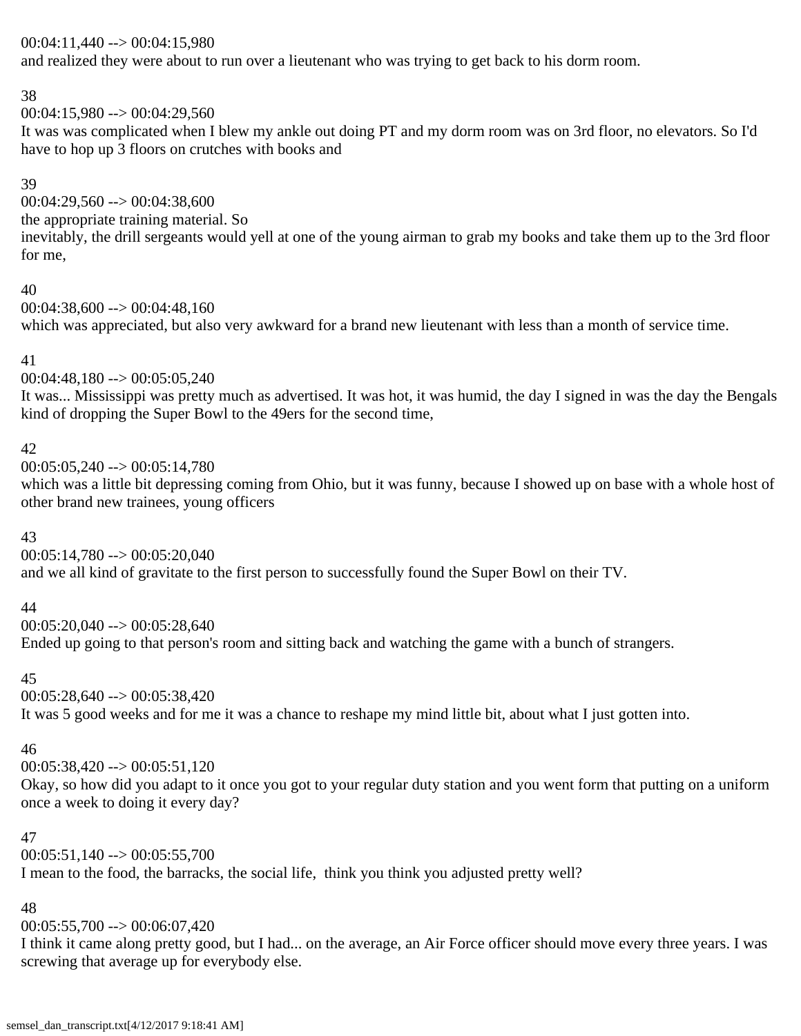00:04:11,440 --> 00:04:15,980
and realized they were about to run over a lieutenant who was trying to get back to his dorm room.

38
00:04:15,980 --> 00:04:29,560
It was was complicated when I blew my ankle out doing PT and my dorm room was on 3rd floor, no elevators. So I'd have to hop up 3 floors on crutches with books and

39
00:04:29,560 --> 00:04:38,600
the appropriate training material. So
inevitably, the drill sergeants would yell at one of the young airman to grab my books and take them up to the 3rd floor for me,

40
00:04:38,600 --> 00:04:48,160
which was appreciated, but also very awkward for a brand new lieutenant with less than a month of service time.

41
00:04:48,180 --> 00:05:05,240
It was... Mississippi was pretty much as advertised. It was hot, it was humid, the day I signed in was the day the Bengals kind of dropping the Super Bowl to the 49ers for the second time,

42
00:05:05,240 --> 00:05:14,780
which was a little bit depressing coming from Ohio, but it was funny, because I showed up on base with a whole host of other brand new trainees, young officers

43
00:05:14,780 --> 00:05:20,040
and we all kind of gravitate to the first person to successfully found the Super Bowl on their TV.

44
00:05:20,040 --> 00:05:28,640
Ended up going to that person's room and sitting back and watching the game with a bunch of strangers.

45
00:05:28,640 --> 00:05:38,420
It was 5 good weeks and for me it was a chance to reshape my mind little bit, about what I just gotten into.

46
00:05:38,420 --> 00:05:51,120
Okay, so how did you adapt to it once you got to your regular duty station and you went form that putting on a uniform once a week to doing it every day?

47
00:05:51,140 --> 00:05:55,700
I mean to the food, the barracks, the social life, think you think you adjusted pretty well?

48
00:05:55,700 --> 00:06:07,420
I think it came along pretty good, but I had... on the average, an Air Force officer should move every three years. I was screwing that average up for everybody else.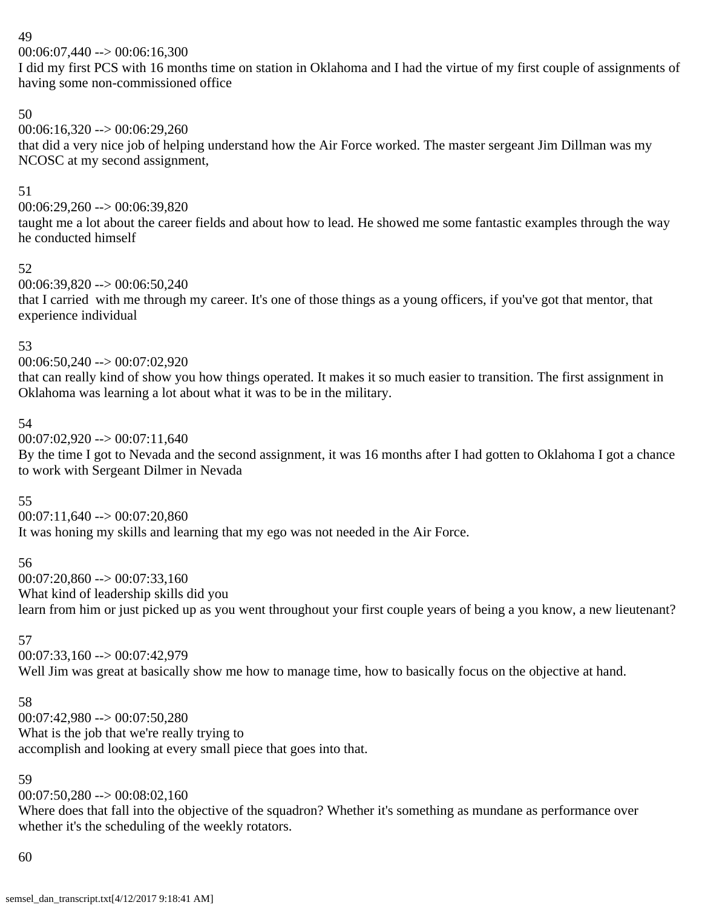49

00:06:07,440 --> 00:06:16,300

I did my first PCS with 16 months time on station in Oklahoma and I had the virtue of my first couple of assignments of having some non-commissioned office

50

00:06:16,320 --> 00:06:29,260

that did a very nice job of helping understand how the Air Force worked. The master sergeant Jim Dillman was my NCOSC at my second assignment,

51

00:06:29,260 --> 00:06:39,820

taught me a lot about the career fields and about how to lead. He showed me some fantastic examples through the way he conducted himself

52

00:06:39,820 --> 00:06:50,240

that I carried with me through my career. It's one of those things as a young officers, if you've got that mentor, that experience individual

53

00:06:50,240 --> 00:07:02,920

that can really kind of show you how things operated. It makes it so much easier to transition. The first assignment in Oklahoma was learning a lot about what it was to be in the military.

54

00:07:02,920 --> 00:07:11,640

By the time I got to Nevada and the second assignment, it was 16 months after I had gotten to Oklahoma I got a chance to work with Sergeant Dilmer in Nevada

55

00:07:11,640 --> 00:07:20,860

It was honing my skills and learning that my ego was not needed in the Air Force.

56

00:07:20,860 --> 00:07:33,160

What kind of leadership skills did you
learn from him or just picked up as you went throughout your first couple years of being a you know, a new lieutenant?

57

00:07:33,160 --> 00:07:42,979

Well Jim was great at basically show me how to manage time, how to basically focus on the objective at hand.

58

00:07:42,980 --> 00:07:50,280

What is the job that we're really trying to
accomplish and looking at every small piece that goes into that.

59

00:07:50,280 --> 00:08:02,160

Where does that fall into the objective of the squadron? Whether it's something as mundane as performance over whether it's the scheduling of the weekly rotators.

60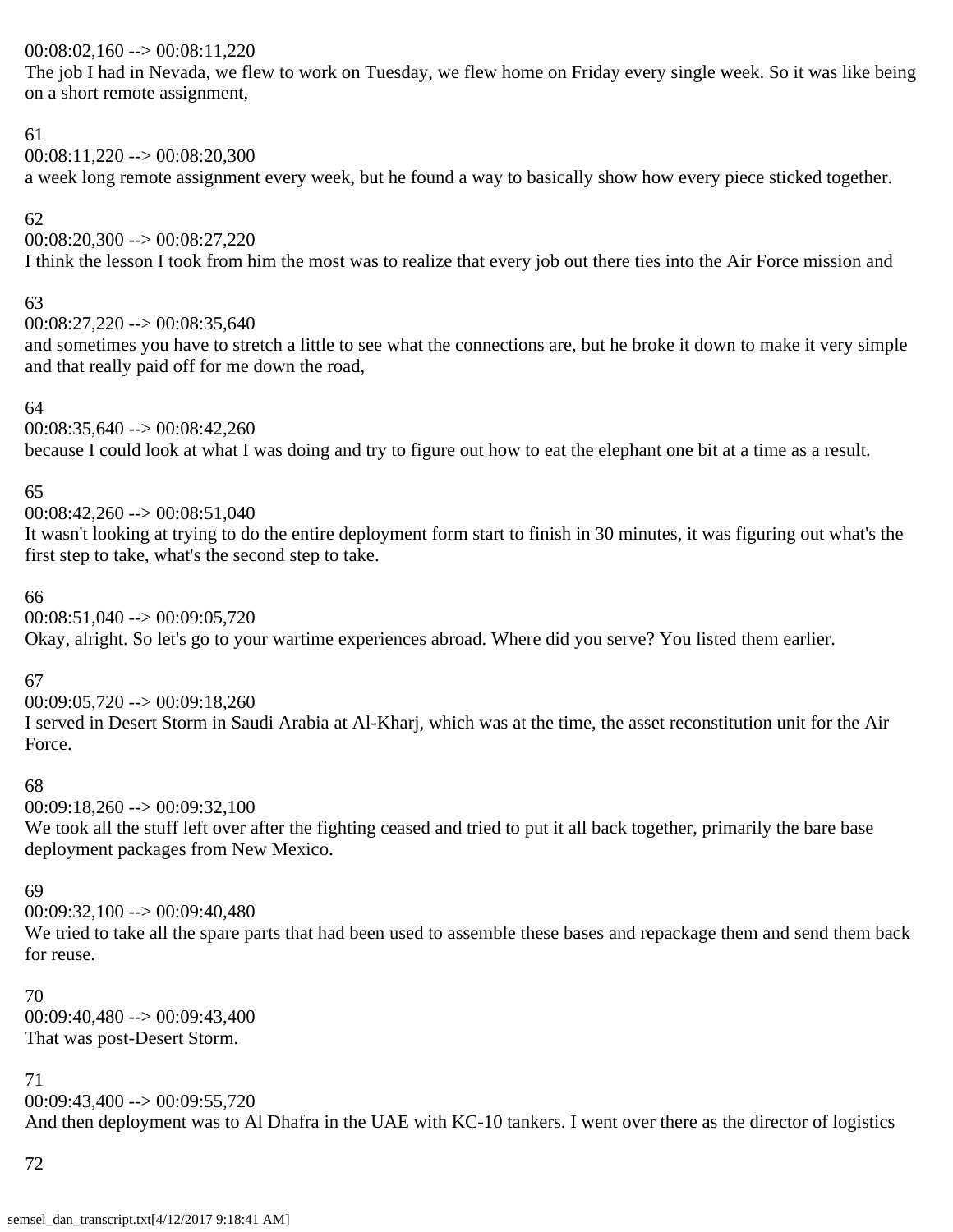00:08:02,160 --> 00:08:11,220
The job I had in Nevada, we flew to work on Tuesday, we flew home on Friday every single week. So it was like being on a short remote assignment,

61
00:08:11,220 --> 00:08:20,300
a week long remote assignment every week, but he found a way to basically show how every piece sticked together.

62
00:08:20,300 --> 00:08:27,220
I think the lesson I took from him the most was to realize that every job out there ties into the Air Force mission and

63
00:08:27,220 --> 00:08:35,640
and sometimes you have to stretch a little to see what the connections are, but he broke it down to make it very simple and that really paid off for me down the road,

64
00:08:35,640 --> 00:08:42,260
because I could look at what I was doing and try to figure out how to eat the elephant one bit at a time as a result.

65
00:08:42,260 --> 00:08:51,040
It wasn't looking at trying to do the entire deployment form start to finish in 30 minutes, it was figuring out what's the first step to take, what's the second step to take.

66
00:08:51,040 --> 00:09:05,720
Okay, alright. So let's go to your wartime experiences abroad. Where did you serve? You listed them earlier.

67
00:09:05,720 --> 00:09:18,260
I served in Desert Storm in Saudi Arabia at Al-Kharj, which was at the time, the asset reconstitution unit for the Air Force.

68
00:09:18,260 --> 00:09:32,100
We took all the stuff left over after the fighting ceased and tried to put it all back together, primarily the bare base deployment packages from New Mexico.

69
00:09:32,100 --> 00:09:40,480
We tried to take all the spare parts that had been used to assemble these bases and repackage them and send them back for reuse.

70
00:09:40,480 --> 00:09:43,400
That was post-Desert Storm.

71
00:09:43,400 --> 00:09:55,720
And then deployment was to Al Dhafra in the UAE with KC-10 tankers. I went over there as the director of logistics

72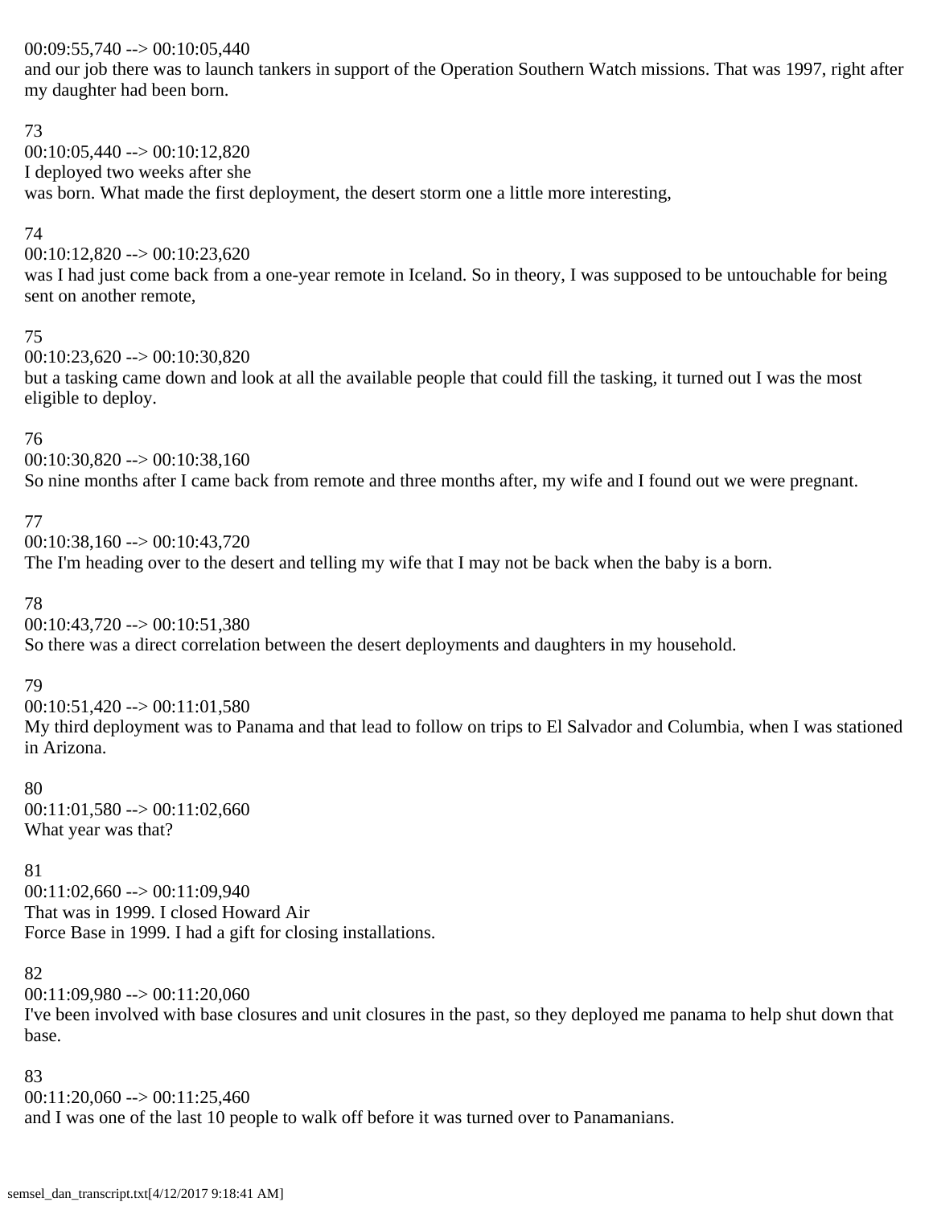00:09:55,740 --> 00:10:05,440
and our job there was to launch tankers in support of the Operation Southern Watch missions. That was 1997, right after my daughter had been born.

73
00:10:05,440 --> 00:10:12,820
I deployed two weeks after she
was born. What made the first deployment, the desert storm one a little more interesting,

74
00:10:12,820 --> 00:10:23,620
was I had just come back from a one-year remote in Iceland. So in theory, I was supposed to be untouchable for being sent on another remote,

75
00:10:23,620 --> 00:10:30,820
but a tasking came down and look at all the available people that could fill the tasking, it turned out I was the most eligible to deploy.

76
00:10:30,820 --> 00:10:38,160
So nine months after I came back from remote and three months after, my wife and I found out we were pregnant.

77
00:10:38,160 --> 00:10:43,720
The I'm heading over to the desert and telling my wife that I may not be back when the baby is a born.

78
00:10:43,720 --> 00:10:51,380
So there was a direct correlation between the desert deployments and daughters in my household.

79
00:10:51,420 --> 00:11:01,580
My third deployment was to Panama and that lead to follow on trips to El Salvador and Columbia, when I was stationed in Arizona.

80
00:11:01,580 --> 00:11:02,660
What year was that?

81
00:11:02,660 --> 00:11:09,940
That was in 1999. I closed Howard Air
Force Base in 1999. I had a gift for closing installations.

82
00:11:09,980 --> 00:11:20,060
I've been involved with base closures and unit closures in the past, so they deployed me panama to help shut down that base.

83
00:11:20,060 --> 00:11:25,460
and I was one of the last 10 people to walk off before it was turned over to Panamanians.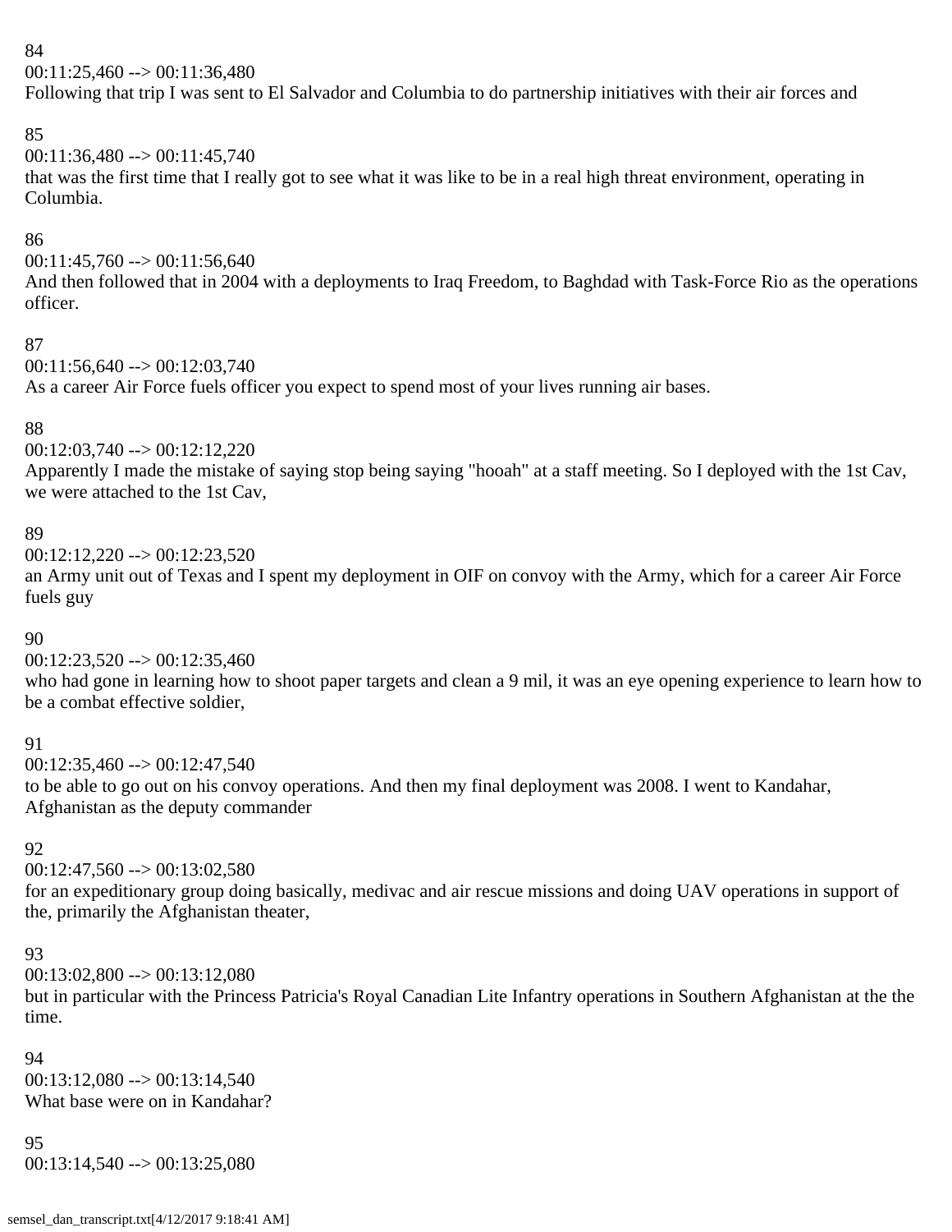84
00:11:25,460 --> 00:11:36,480
Following that trip I was sent to El Salvador and Columbia to do partnership initiatives with their air forces and

85
00:11:36,480 --> 00:11:45,740
that was the first time that I really got to see what it was like to be in a real high threat environment, operating in Columbia.

86
00:11:45,760 --> 00:11:56,640
And then followed that in 2004 with a deployments to Iraq Freedom, to Baghdad with Task-Force Rio as the operations officer.

87
00:11:56,640 --> 00:12:03,740
As a career Air Force fuels officer you expect to spend most of your lives running air bases.

88
00:12:03,740 --> 00:12:12,220
Apparently I made the mistake of saying stop being saying "hooah" at a staff meeting. So I deployed with the 1st Cav, we were attached to the 1st Cav,

89
00:12:12,220 --> 00:12:23,520
an Army unit out of Texas and I spent my deployment in OIF on convoy with the Army, which for a career Air Force fuels guy

90
00:12:23,520 --> 00:12:35,460
who had gone in learning how to shoot paper targets and clean a 9 mil, it was an eye opening experience to learn how to be a combat effective soldier,

91
00:12:35,460 --> 00:12:47,540
to be able to go out on his convoy operations. And then my final deployment was 2008. I went to Kandahar, Afghanistan as the deputy commander

92
00:12:47,560 --> 00:13:02,580
for an expeditionary group doing basically, medivac and air rescue missions and doing UAV operations in support of the, primarily the Afghanistan theater,

93
00:13:02,800 --> 00:13:12,080
but in particular with the Princess Patricia's Royal Canadian Lite Infantry operations in Southern Afghanistan at the the time.

94
00:13:12,080 --> 00:13:14,540
What base were on in Kandahar?

95
00:13:14,540 --> 00:13:25,080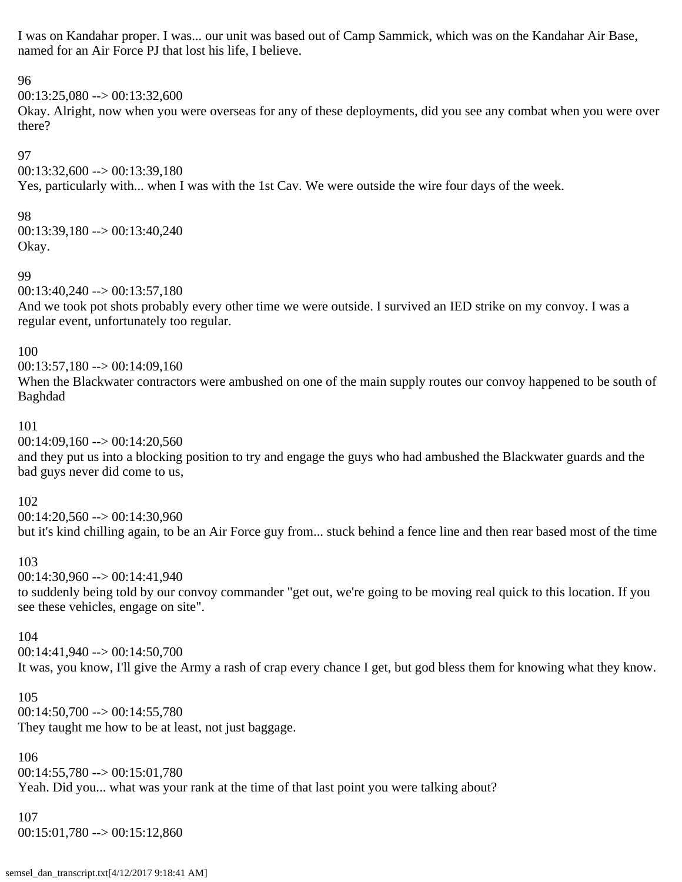I was on Kandahar proper. I was... our unit was based out of Camp Sammick, which was on the Kandahar Air Base, named for an Air Force PJ that lost his life, I believe.

96
00:13:25,080 --> 00:13:32,600
Okay. Alright, now when you were overseas for any of these deployments, did you see any combat when you were over there?

97
00:13:32,600 --> 00:13:39,180
Yes, particularly with... when I was with the 1st Cav. We were outside the wire four days of the week.

98
00:13:39,180 --> 00:13:40,240
Okay.

99
00:13:40,240 --> 00:13:57,180
And we took pot shots probably every other time we were outside. I survived an IED strike on my convoy. I was a regular event, unfortunately too regular.

100
00:13:57,180 --> 00:14:09,160
When the Blackwater contractors were ambushed on one of the main supply routes our convoy happened to be south of Baghdad

101
00:14:09,160 --> 00:14:20,560
and they put us into a blocking position to try and engage the guys who had ambushed the Blackwater guards and the bad guys never did come to us,

102
00:14:20,560 --> 00:14:30,960
but it's kind chilling again, to be an Air Force guy from... stuck behind a fence line and then rear based most of the time

103
00:14:30,960 --> 00:14:41,940
to suddenly being told by our convoy commander "get out, we're going to be moving real quick to this location. If you see these vehicles, engage on site".

104
00:14:41,940 --> 00:14:50,700
It was, you know, I'll give the Army a rash of crap every chance I get, but god bless them for knowing what they know.

105
00:14:50,700 --> 00:14:55,780
They taught me how to be at least, not just baggage.

106
00:14:55,780 --> 00:15:01,780
Yeah. Did you... what was your rank at the time of that last point you were talking about?

107
00:15:01,780 --> 00:15:12,860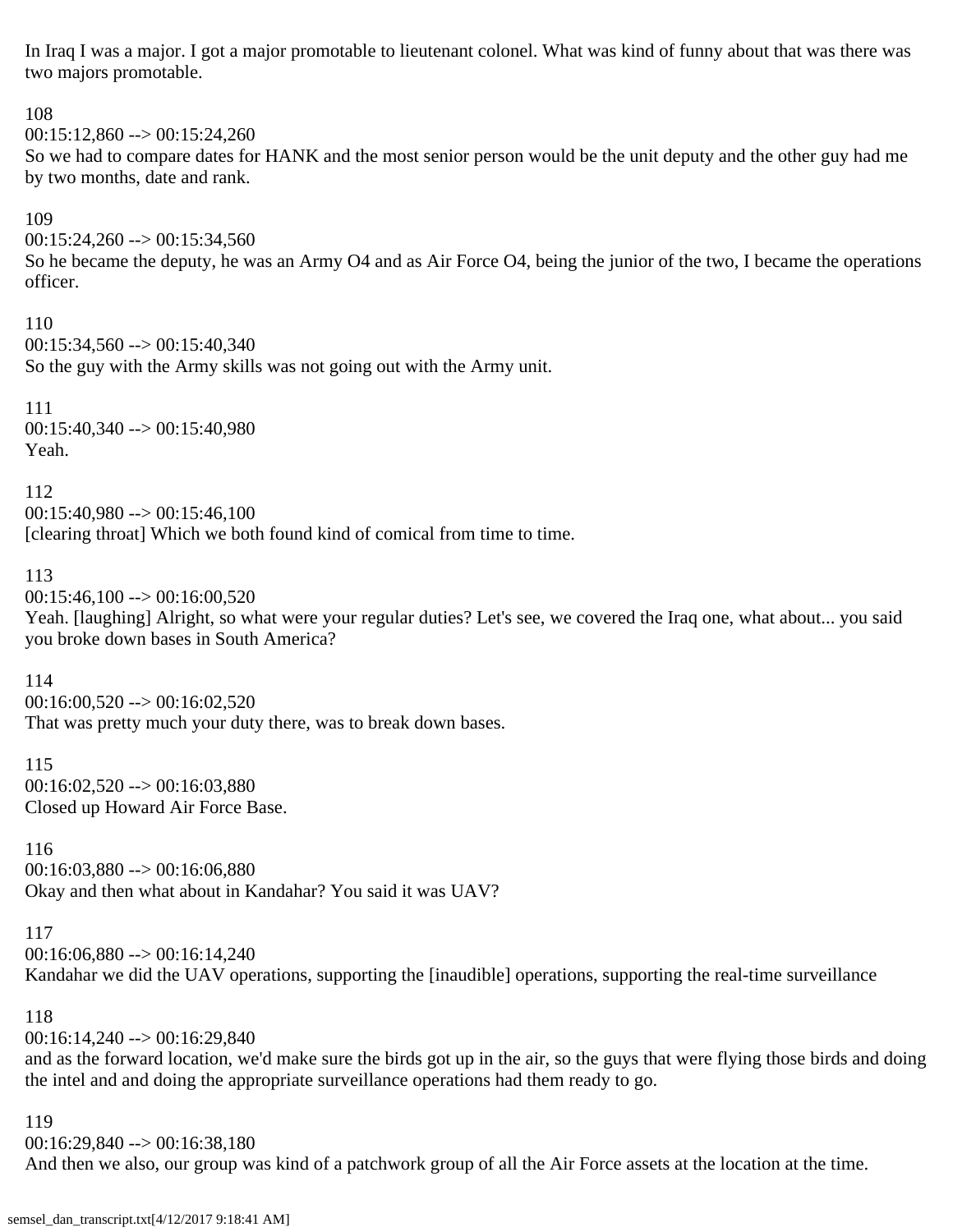In Iraq I was a major. I got a major promotable to lieutenant colonel. What was kind of funny about that was there was two majors promotable.

108
00:15:12,860 --> 00:15:24,260
So we had to compare dates for HANK and the most senior person would be the unit deputy and the other guy had me by two months, date and rank.

109
00:15:24,260 --> 00:15:34,560
So he became the deputy, he was an Army O4 and as Air Force O4, being the junior of the two, I became the operations officer.

110
00:15:34,560 --> 00:15:40,340
So the guy with the Army skills was not going out with the Army unit.

111
00:15:40,340 --> 00:15:40,980
Yeah.

112
00:15:40,980 --> 00:15:46,100
[clearing throat] Which we both found kind of comical from time to time.

113
00:15:46,100 --> 00:16:00,520
Yeah. [laughing] Alright, so what were your regular duties? Let's see, we covered the Iraq one, what about... you said you broke down bases in South America?

114
00:16:00,520 --> 00:16:02,520
That was pretty much your duty there, was to break down bases.

115
00:16:02,520 --> 00:16:03,880
Closed up Howard Air Force Base.

116
00:16:03,880 --> 00:16:06,880
Okay and then what about in Kandahar? You said it was UAV?

117
00:16:06,880 --> 00:16:14,240
Kandahar we did the UAV operations, supporting the [inaudible] operations, supporting the real-time surveillance

118
00:16:14,240 --> 00:16:29,840
and as the forward location, we'd make sure the birds got up in the air, so the guys that were flying those birds and doing the intel and and doing the appropriate surveillance operations had them ready to go.

119
00:16:29,840 --> 00:16:38,180
And then we also, our group was kind of a patchwork group of all the Air Force assets at the location at the time.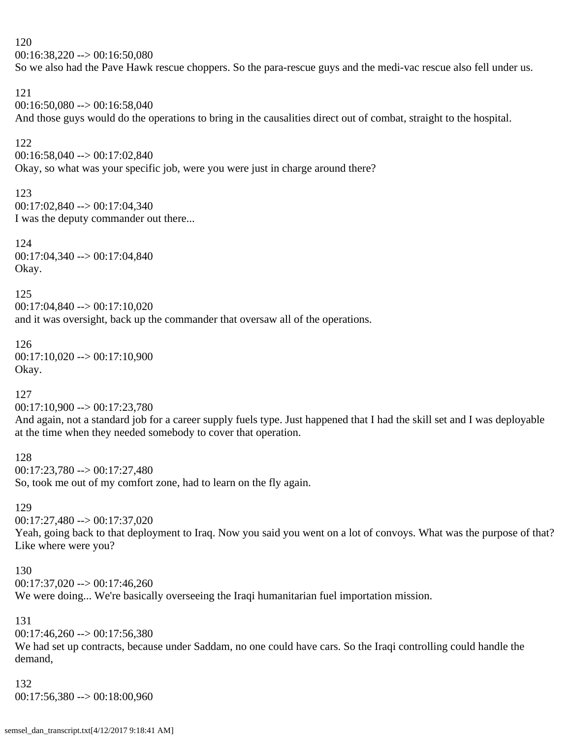120
00:16:38,220 --> 00:16:50,080
So we also had the Pave Hawk rescue choppers. So the para-rescue guys and the medi-vac rescue also fell under us.

121
00:16:50,080 --> 00:16:58,040
And those guys would do the operations to bring in the causalities direct out of combat, straight to the hospital.

122
00:16:58,040 --> 00:17:02,840
Okay, so what was your specific job, were you were just in charge around there?

123
00:17:02,840 --> 00:17:04,340
I was the deputy commander out there...

124
00:17:04,340 --> 00:17:04,840
Okay.

125
00:17:04,840 --> 00:17:10,020
and it was oversight, back up the commander that oversaw all of the operations.

126
00:17:10,020 --> 00:17:10,900
Okay.

127
00:17:10,900 --> 00:17:23,780
And again, not a standard job for a career supply fuels type. Just happened that I had the skill set and I was deployable at the time when they needed somebody to cover that operation.

128
00:17:23,780 --> 00:17:27,480
So, took me out of my comfort zone, had to learn on the fly again.

129
00:17:27,480 --> 00:17:37,020
Yeah, going back to that deployment to Iraq. Now you said you went on a lot of convoys. What was the purpose of that? Like where were you?

130
00:17:37,020 --> 00:17:46,260
We were doing... We're basically overseeing the Iraqi humanitarian fuel importation mission.

131
00:17:46,260 --> 00:17:56,380
We had set up contracts, because under Saddam, no one could have cars. So the Iraqi controlling could handle the demand,

132
00:17:56,380 --> 00:18:00,960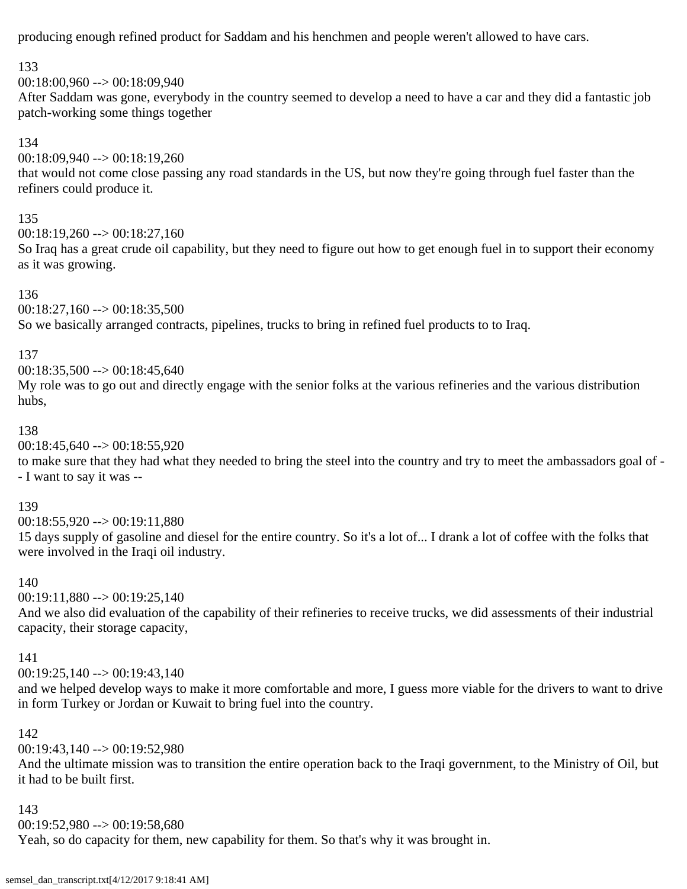producing enough refined product for Saddam and his henchmen and people weren't allowed to have cars.

133
00:18:00,960 --> 00:18:09,940
After Saddam was gone, everybody in the country seemed to develop a need to have a car and they did a fantastic job patch-working some things together

134
00:18:09,940 --> 00:18:19,260
that would not come close passing any road standards in the US, but now they're going through fuel faster than the refiners could produce it.

135
00:18:19,260 --> 00:18:27,160
So Iraq has a great crude oil capability, but they need to figure out how to get enough fuel in to support their economy as it was growing.

136
00:18:27,160 --> 00:18:35,500
So we basically arranged contracts, pipelines, trucks to bring in refined fuel products to to Iraq.

137
00:18:35,500 --> 00:18:45,640
My role was to go out and directly engage with the senior folks at the various refineries and the various distribution hubs,

138
00:18:45,640 --> 00:18:55,920
to make sure that they had what they needed to bring the steel into the country and try to meet the ambassadors goal of -- I want to say it was --

139
00:18:55,920 --> 00:19:11,880
15 days supply of gasoline and diesel for the entire country. So it's a lot of... I drank a lot of coffee with the folks that were involved in the Iraqi oil industry.

140
00:19:11,880 --> 00:19:25,140
And we also did evaluation of the capability of their refineries to receive trucks, we did assessments of their industrial capacity, their storage capacity,

141
00:19:25,140 --> 00:19:43,140
and we helped develop ways to make it more comfortable and more, I guess more viable for the drivers to want to drive in form Turkey or Jordan or Kuwait to bring fuel into the country.

142
00:19:43,140 --> 00:19:52,980
And the ultimate mission was to transition the entire operation back to the Iraqi government, to the Ministry of Oil, but it had to be built first.

143
00:19:52,980 --> 00:19:58,680
Yeah, so do capacity for them, new capability for them. So that's why it was brought in.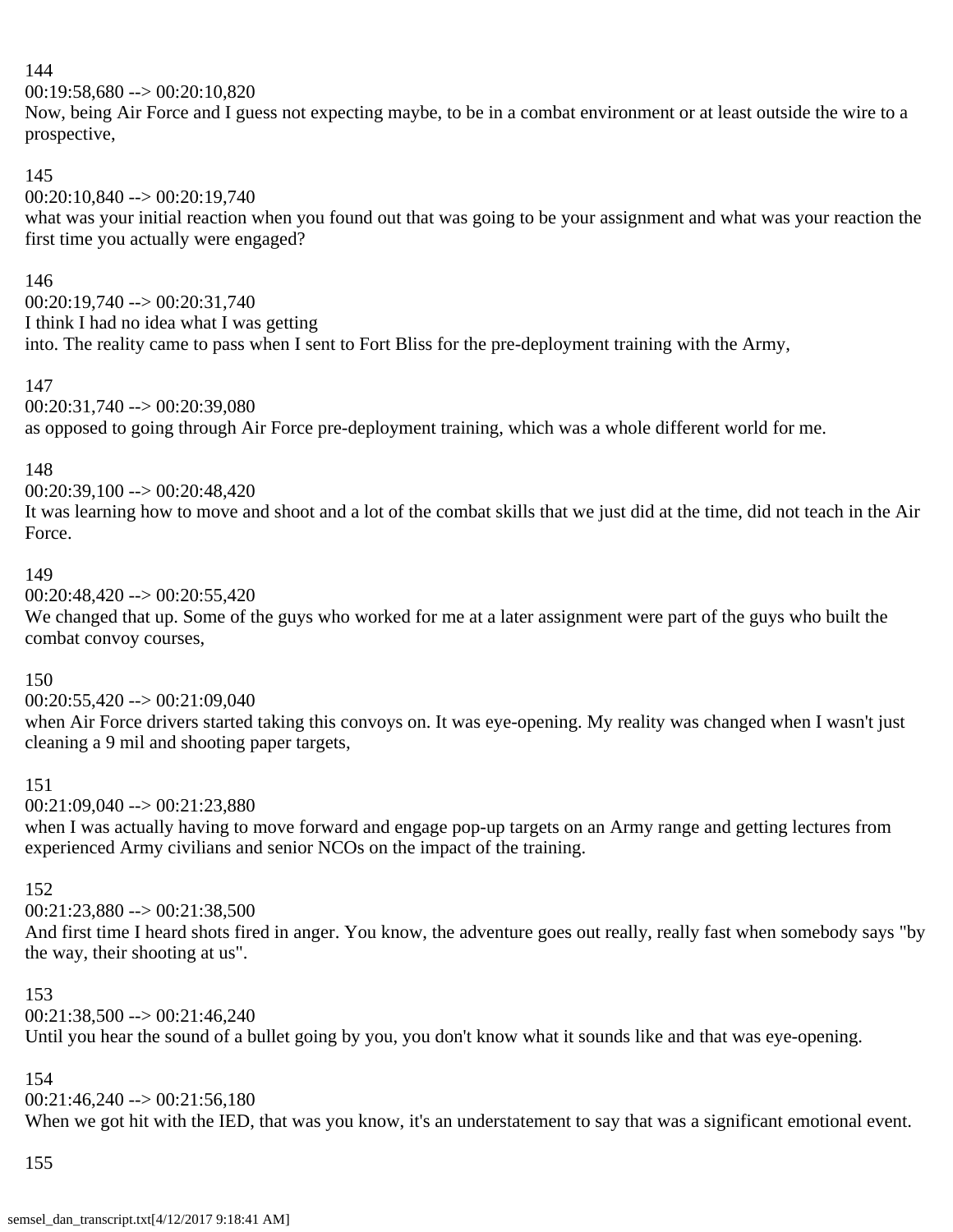144
00:19:58,680 --> 00:20:10,820
Now, being Air Force and I guess not expecting maybe, to be in a combat environment or at least outside the wire to a prospective,

145
00:20:10,840 --> 00:20:19,740
what was your initial reaction when you found out that was going to be your assignment and what was your reaction the first time you actually were engaged?

146
00:20:19,740 --> 00:20:31,740
I think I had no idea what I was getting
into. The reality came to pass when I sent to Fort Bliss for the pre-deployment training with the Army,

147
00:20:31,740 --> 00:20:39,080
as opposed to going through Air Force pre-deployment training, which was a whole different world for me.

148
00:20:39,100 --> 00:20:48,420
It was learning how to move and shoot and a lot of the combat skills that we just did at the time, did not teach in the Air Force.

149
00:20:48,420 --> 00:20:55,420
We changed that up. Some of the guys who worked for me at a later assignment were part of the guys who built the combat convoy courses,

150
00:20:55,420 --> 00:21:09,040
when Air Force drivers started taking this convoys on. It was eye-opening. My reality was changed when I wasn't just cleaning a 9 mil and shooting paper targets,

151
00:21:09,040 --> 00:21:23,880
when I was actually having to move forward and engage pop-up targets on an Army range and getting lectures from experienced Army civilians and senior NCOs on the impact of the training.

152
00:21:23,880 --> 00:21:38,500
And first time I heard shots fired in anger. You know, the adventure goes out really, really fast when somebody says "by the way, their shooting at us".

153
00:21:38,500 --> 00:21:46,240
Until you hear the sound of a bullet going by you, you don't know what it sounds like and that was eye-opening.

154
00:21:46,240 --> 00:21:56,180
When we got hit with the IED, that was you know, it's an understatement to say that was a significant emotional event.

155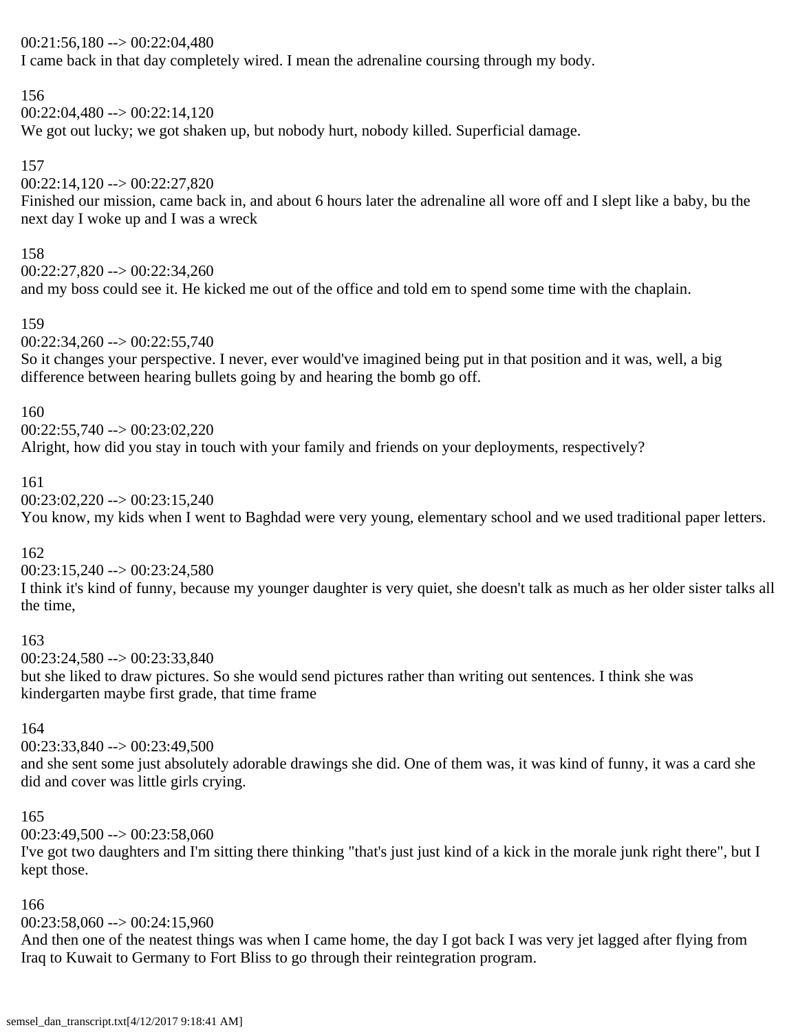00:21:56,180 --> 00:22:04,480
I came back in that day completely wired. I mean the adrenaline coursing through my body.

156
00:22:04,480 --> 00:22:14,120
We got out lucky; we got shaken up, but nobody hurt, nobody killed. Superficial damage.

157
00:22:14,120 --> 00:22:27,820
Finished our mission, came back in, and about 6 hours later the adrenaline all wore off and I slept like a baby, bu the next day I woke up and I was a wreck

158
00:22:27,820 --> 00:22:34,260
and my boss could see it. He kicked me out of the office and told em to spend some time with the chaplain.

159
00:22:34,260 --> 00:22:55,740
So it changes your perspective. I never, ever would've imagined being put in that position and it was, well, a big difference between hearing bullets going by and hearing the bomb go off.

160
00:22:55,740 --> 00:23:02,220
Alright, how did you stay in touch with your family and friends on your deployments, respectively?

161
00:23:02,220 --> 00:23:15,240
You know, my kids when I went to Baghdad were very young, elementary school and we used traditional paper letters.

162
00:23:15,240 --> 00:23:24,580
I think it's kind of funny, because my younger daughter is very quiet, she doesn't talk as much as her older sister talks all the time,

163
00:23:24,580 --> 00:23:33,840
but she liked to draw pictures. So she would send pictures rather than writing out sentences. I think she was kindergarten maybe first grade, that time frame

164
00:23:33,840 --> 00:23:49,500
and she sent some just absolutely adorable drawings she did. One of them was, it was kind of funny, it was a card she did and cover was little girls crying.

165
00:23:49,500 --> 00:23:58,060
I've got two daughters and I'm sitting there thinking "that's just just kind of a kick in the morale junk right there", but I kept those.

166
00:23:58,060 --> 00:24:15,960
And then one of the neatest things was when I came home, the day I got back I was very jet lagged after flying from Iraq to Kuwait to Germany to Fort Bliss to go through their reintegration program.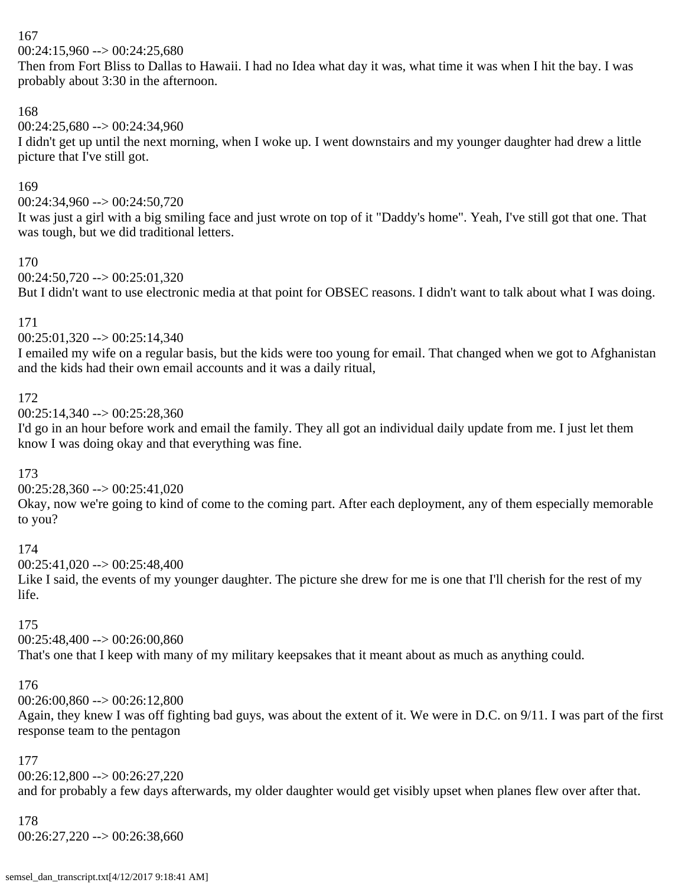167
00:24:15,960 --> 00:24:25,680
Then from Fort Bliss to Dallas to Hawaii. I had no Idea what day it was, what time it was when I hit the bay. I was probably about 3:30 in the afternoon.

168
00:24:25,680 --> 00:24:34,960
I didn't get up until the next morning, when I woke up. I went downstairs and my younger daughter had drew a little picture that I've still got.

169
00:24:34,960 --> 00:24:50,720
It was just a girl with a big smiling face and just wrote on top of it "Daddy's home". Yeah, I've still got that one. That was tough, but we did traditional letters.

170
00:24:50,720 --> 00:25:01,320
But I didn't want to use electronic media at that point for OBSEC reasons. I didn't want to talk about what I was doing.

171
00:25:01,320 --> 00:25:14,340
I emailed my wife on a regular basis, but the kids were too young for email. That changed when we got to Afghanistan and the kids had their own email accounts and it was a daily ritual,

172
00:25:14,340 --> 00:25:28,360
I'd go in an hour before work and email the family. They all got an individual daily update from me. I just let them know I was doing okay and that everything was fine.

173
00:25:28,360 --> 00:25:41,020
Okay, now we're going to kind of come to the coming part. After each deployment, any of them especially memorable to you?

174
00:25:41,020 --> 00:25:48,400
Like I said, the events of my younger daughter. The picture she drew for me is one that I'll cherish for the rest of my life.

175
00:25:48,400 --> 00:26:00,860
That's one that I keep with many of my military keepsakes that it meant about as much as anything could.

176
00:26:00,860 --> 00:26:12,800
Again, they knew I was off fighting bad guys, was about the extent of it. We were in D.C. on 9/11. I was part of the first response team to the pentagon

177
00:26:12,800 --> 00:26:27,220
and for probably a few days afterwards, my older daughter would get visibly upset when planes flew over after that.

178
00:26:27,220 --> 00:26:38,660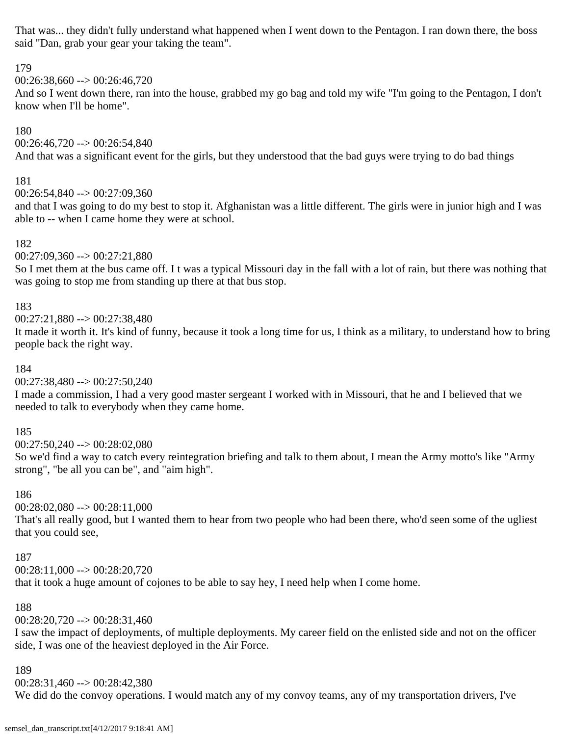That was... they didn't fully understand what happened when I went down to the Pentagon. I ran down there, the boss said "Dan, grab your gear your taking the team".

179
00:26:38,660 --> 00:26:46,720
And so I went down there, ran into the house, grabbed my go bag and told my wife "I'm going to the Pentagon, I don't know when I'll be home".

180
00:26:46,720 --> 00:26:54,840
And that was a significant event for the girls, but they understood that the bad guys were trying to do bad things

181
00:26:54,840 --> 00:27:09,360
and that I was going to do my best to stop it. Afghanistan was a little different. The girls were in junior high and I was able to -- when I came home they were at school.

182
00:27:09,360 --> 00:27:21,880
So I met them at the bus came off. I t was a typical Missouri day in the fall with a lot of rain, but there was nothing that was going to stop me from standing up there at that bus stop.

183
00:27:21,880 --> 00:27:38,480
It made it worth it. It's kind of funny, because it took a long time for us, I think as a military, to understand how to bring people back the right way.

184
00:27:38,480 --> 00:27:50,240
I made a commission, I had a very good master sergeant I worked with in Missouri, that he and I believed that we needed to talk to everybody when they came home.

185
00:27:50,240 --> 00:28:02,080
So we'd find a way to catch every reintegration briefing and talk to them about, I mean the Army motto's like "Army strong", "be all you can be", and "aim high".

186
00:28:02,080 --> 00:28:11,000
That's all really good, but I wanted them to hear from two people who had been there, who'd seen some of the ugliest that you could see,

187
00:28:11,000 --> 00:28:20,720
that it took a huge amount of cojones to be able to say hey, I need help when I come home.

188
00:28:20,720 --> 00:28:31,460
I saw the impact of deployments, of multiple deployments. My career field on the enlisted side and not on the officer side, I was one of the heaviest deployed in the Air Force.

189
00:28:31,460 --> 00:28:42,380
We did do the convoy operations. I would match any of my convoy teams, any of my transportation drivers, I've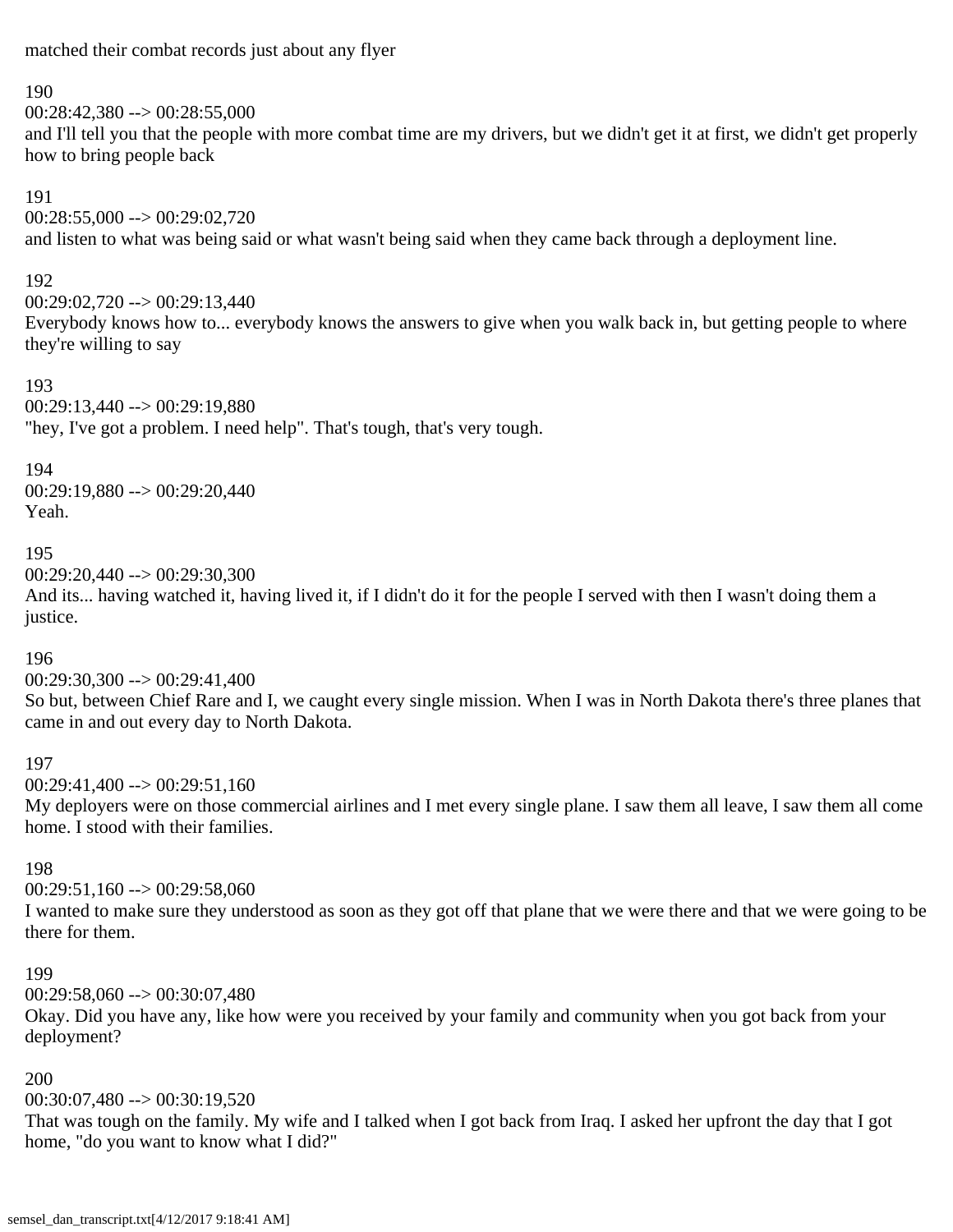matched their combat records just about any flyer

190
00:28:42,380 --> 00:28:55,000
and I'll tell you that the people with more combat time are my drivers, but we didn't get it at first, we didn't get properly how to bring people back

191
00:28:55,000 --> 00:29:02,720
and listen to what was being said or what wasn't being said when they came back through a deployment line.

192
00:29:02,720 --> 00:29:13,440
Everybody knows how to... everybody knows the answers to give when you walk back in, but getting people to where they're willing to say

193
00:29:13,440 --> 00:29:19,880
"hey, I've got a problem. I need help". That's tough, that's very tough.

194
00:29:19,880 --> 00:29:20,440
Yeah.

195
00:29:20,440 --> 00:29:30,300
And its... having watched it, having lived it, if I didn't do it for the people I served with then I wasn't doing them a justice.

196
00:29:30,300 --> 00:29:41,400
So but, between Chief Rare and I, we caught every single mission. When I was in North Dakota there's three planes that came in and out every day to North Dakota.

197
00:29:41,400 --> 00:29:51,160
My deployers were on those commercial airlines and I met every single plane. I saw them all leave, I saw them all come home. I stood with their families.

198
00:29:51,160 --> 00:29:58,060
I wanted to make sure they understood as soon as they got off that plane that we were there and that we were going to be there for them.

199
00:29:58,060 --> 00:30:07,480
Okay. Did you have any, like how were you received by your family and community when you got back from your deployment?

200
00:30:07,480 --> 00:30:19,520
That was tough on the family. My wife and I talked when I got back from Iraq. I asked her upfront the day that I got home, "do you want to know what I did?"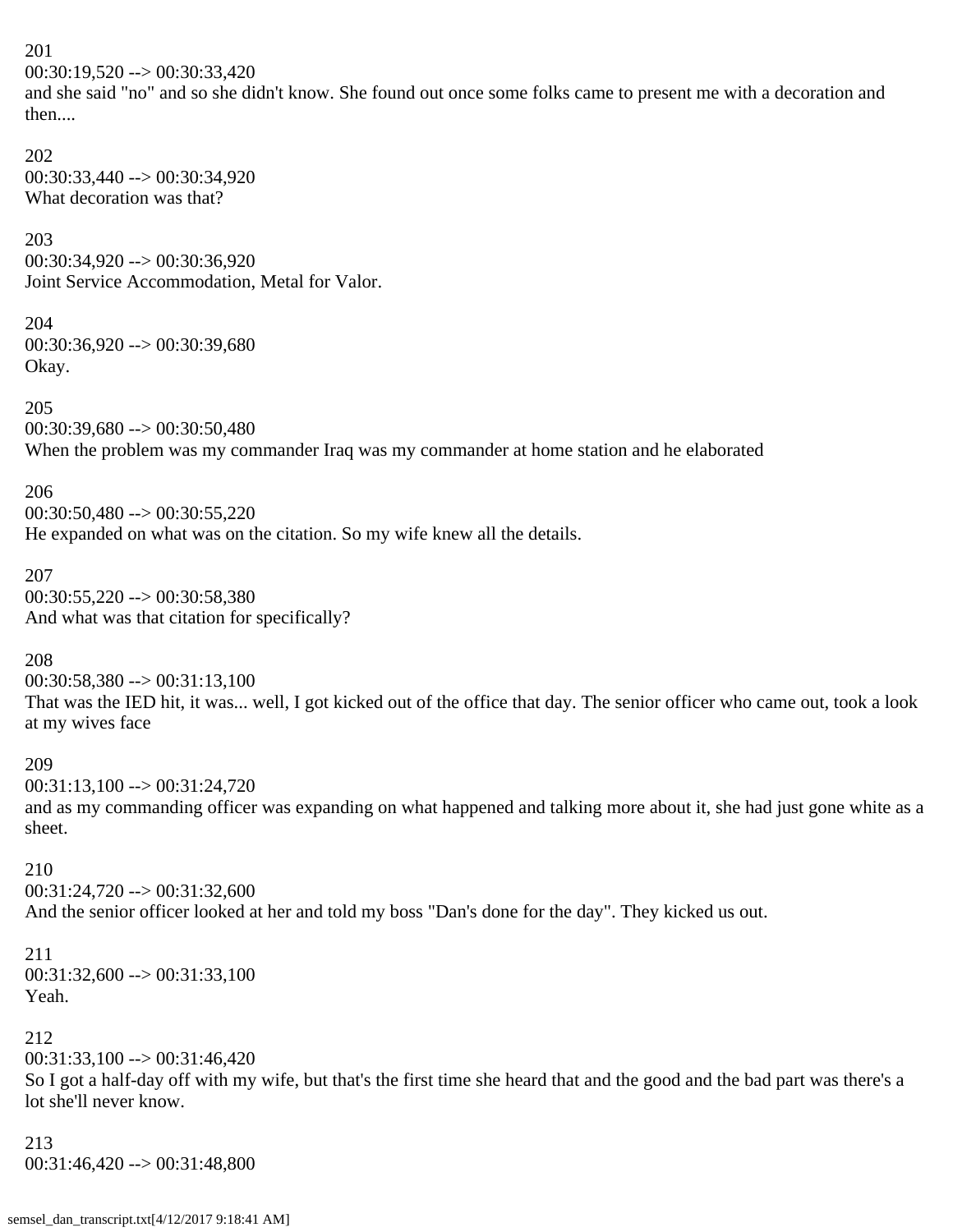201
00:30:19,520 --> 00:30:33,420
and she said "no" and so she didn't know. She found out once some folks came to present me with a decoration and then....

202
00:30:33,440 --> 00:30:34,920
What decoration was that?

203
00:30:34,920 --> 00:30:36,920
Joint Service Accommodation, Metal for Valor.

204
00:30:36,920 --> 00:30:39,680
Okay.

205
00:30:39,680 --> 00:30:50,480
When the problem was my commander Iraq was my commander at home station and he elaborated

206
00:30:50,480 --> 00:30:55,220
He expanded on what was on the citation. So my wife knew all the details.

207
00:30:55,220 --> 00:30:58,380
And what was that citation for specifically?

208
00:30:58,380 --> 00:31:13,100
That was the IED hit, it was... well, I got kicked out of the office that day. The senior officer who came out, took a look at my wives face

209
00:31:13,100 --> 00:31:24,720
and as my commanding officer was expanding on what happened and talking more about it, she had just gone white as a sheet.

210
00:31:24,720 --> 00:31:32,600
And the senior officer looked at her and told my boss "Dan's done for the day". They kicked us out.

211
00:31:32,600 --> 00:31:33,100
Yeah.

212
00:31:33,100 --> 00:31:46,420
So I got a half-day off with my wife, but that's the first time she heard that and the good and the bad part was there's a lot she'll never know.

213
00:31:46,420 --> 00:31:48,800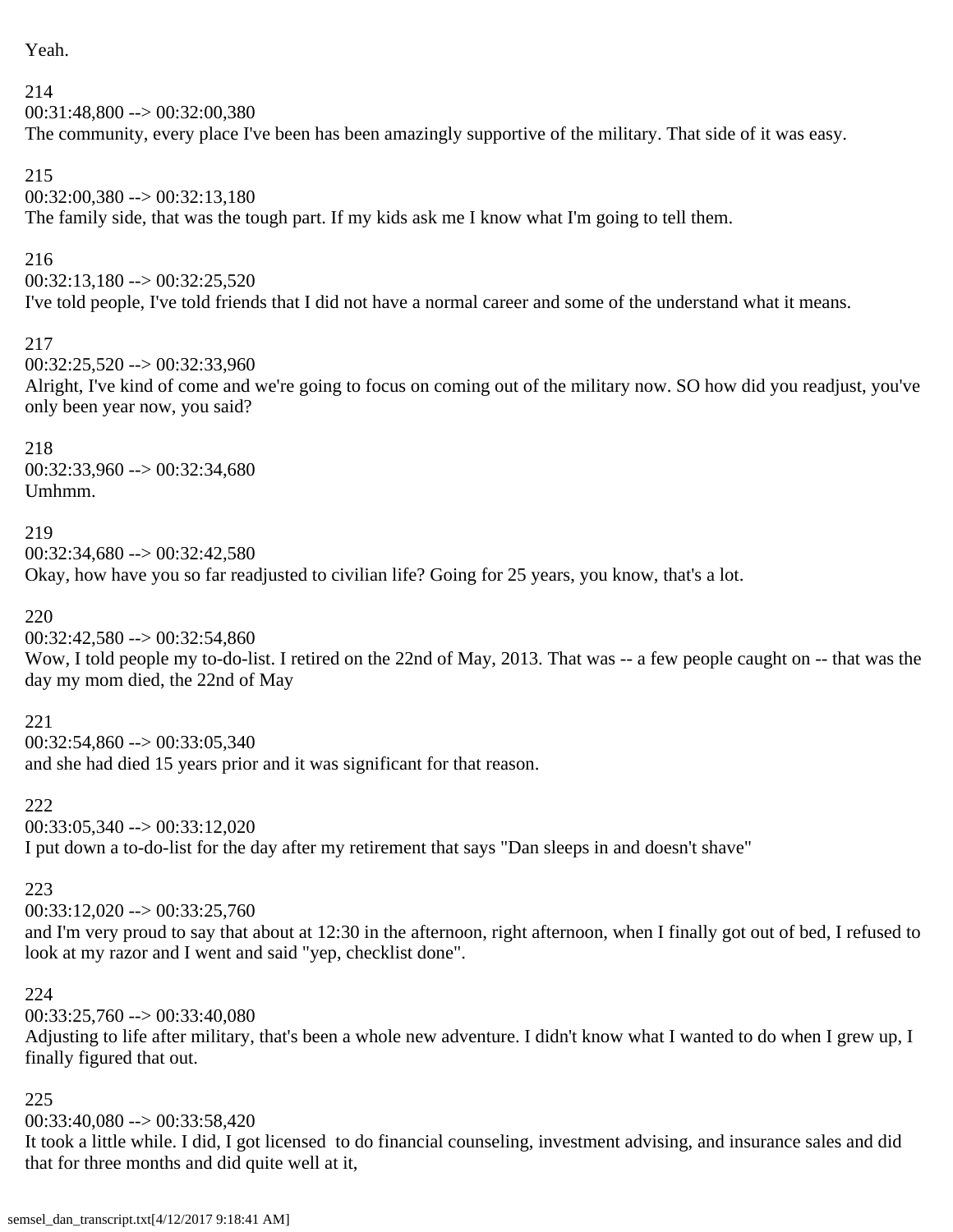Yeah.

214
00:31:48,800 --> 00:32:00,380
The community, every place I've been has been amazingly supportive of the military. That side of it was easy.

215
00:32:00,380 --> 00:32:13,180
The family side, that was the tough part. If my kids ask me I know what I'm going to tell them.

216
00:32:13,180 --> 00:32:25,520
I've told people, I've told friends that I did not have a normal career and some of the understand what it means.

217
00:32:25,520 --> 00:32:33,960
Alright, I've kind of come and we're going to focus on coming out of the military now. SO how did you readjust, you've only been year now, you said?

218
00:32:33,960 --> 00:32:34,680
Umhmm.

219
00:32:34,680 --> 00:32:42,580
Okay, how have you so far readjusted to civilian life? Going for 25 years, you know, that's a lot.

220
00:32:42,580 --> 00:32:54,860
Wow, I told people my to-do-list. I retired on the 22nd of May, 2013. That was -- a few people caught on -- that was the day my mom died, the 22nd of May

221
00:32:54,860 --> 00:33:05,340
and she had died 15 years prior and it was significant for that reason.

222
00:33:05,340 --> 00:33:12,020
I put down a to-do-list for the day after my retirement that says "Dan sleeps in and doesn't shave"

223
00:33:12,020 --> 00:33:25,760
and I'm very proud to say that about at 12:30 in the afternoon, right afternoon, when I finally got out of bed, I refused to look at my razor and I went and said "yep, checklist done".

224
00:33:25,760 --> 00:33:40,080
Adjusting to life after military, that's been a whole new adventure. I didn't know what I wanted to do when I grew up, I finally figured that out.

225
00:33:40,080 --> 00:33:58,420
It took a little while. I did, I got licensed to do financial counseling, investment advising, and insurance sales and did that for three months and did quite well at it,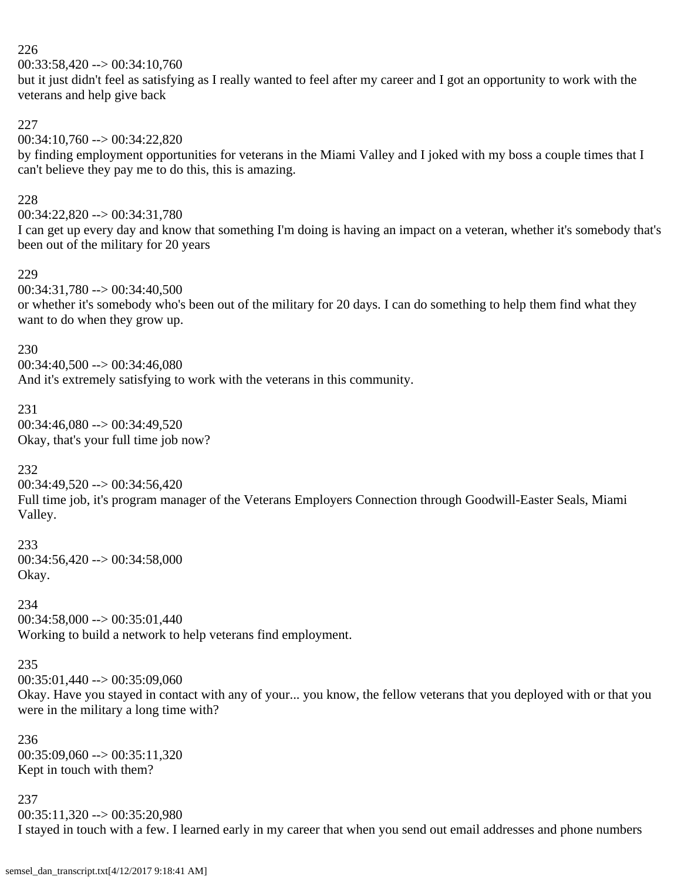226
00:33:58,420 --> 00:34:10,760
but it just didn't feel as satisfying as I really wanted to feel after my career and I got an opportunity to work with the veterans and help give back

227
00:34:10,760 --> 00:34:22,820
by finding employment opportunities for veterans in the Miami Valley and I joked with my boss a couple times that I can't believe they pay me to do this, this is amazing.

228
00:34:22,820 --> 00:34:31,780
I can get up every day and know that something I'm doing is having an impact on a veteran, whether it's somebody that's been out of the military for 20 years

229
00:34:31,780 --> 00:34:40,500
or whether it's somebody who's been out of the military for 20 days. I can do something to help them find what they want to do when they grow up.

230
00:34:40,500 --> 00:34:46,080
And it's extremely satisfying to work with the veterans in this community.

231
00:34:46,080 --> 00:34:49,520
Okay, that's your full time job now?

232
00:34:49,520 --> 00:34:56,420
Full time job, it's program manager of the Veterans Employers Connection through Goodwill-Easter Seals, Miami Valley.

233
00:34:56,420 --> 00:34:58,000
Okay.

234
00:34:58,000 --> 00:35:01,440
Working to build a network to help veterans find employment.

235
00:35:01,440 --> 00:35:09,060
Okay. Have you stayed in contact with any of your... you know, the fellow veterans that you deployed with or that you were in the military a long time with?

236
00:35:09,060 --> 00:35:11,320
Kept in touch with them?

237
00:35:11,320 --> 00:35:20,980
I stayed in touch with a few. I learned early in my career that when you send out email addresses and phone numbers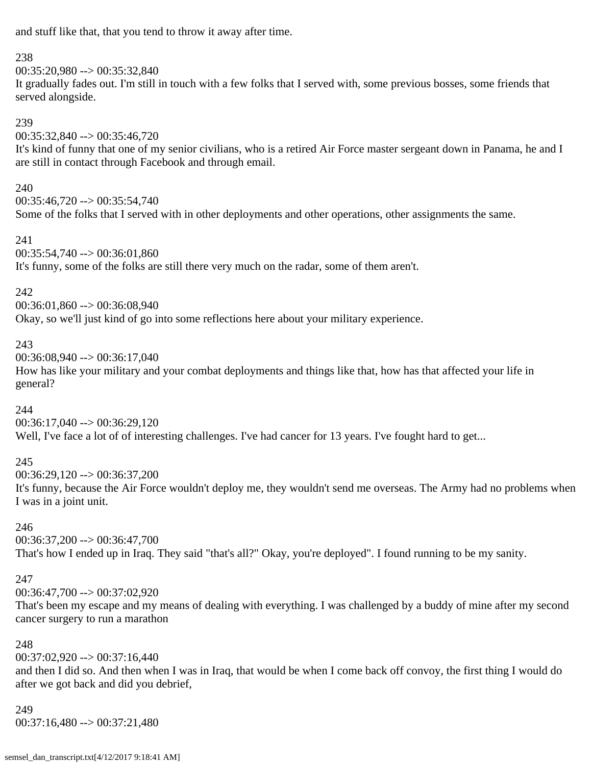and stuff like that, that you tend to throw it away after time.

238
00:35:20,980 --> 00:35:32,840
It gradually fades out. I'm still in touch with a few folks that I served with, some previous bosses, some friends that served alongside.

239
00:35:32,840 --> 00:35:46,720
It's kind of funny that one of my senior civilians, who is a retired Air Force master sergeant down in Panama, he and I are still in contact through Facebook and through email.

240
00:35:46,720 --> 00:35:54,740
Some of the folks that I served with in other deployments and other operations, other assignments the same.

241
00:35:54,740 --> 00:36:01,860
It's funny, some of the folks are still there very much on the radar, some of them aren't.

242
00:36:01,860 --> 00:36:08,940
Okay, so we'll just kind of go into some reflections here about your military experience.

243
00:36:08,940 --> 00:36:17,040
How has like your military and your combat deployments and things like that, how has that affected your life in general?

244
00:36:17,040 --> 00:36:29,120
Well, I've face a lot of of interesting challenges. I've had cancer for 13 years. I've fought hard to get...

245
00:36:29,120 --> 00:36:37,200
It's funny, because the Air Force wouldn't deploy me, they wouldn't send me overseas. The Army had no problems when I was in a joint unit.

246
00:36:37,200 --> 00:36:47,700
That's how I ended up in Iraq. They said "that's all?" Okay, you're deployed". I found running to be my sanity.

247
00:36:47,700 --> 00:37:02,920
That's been my escape and my means of dealing with everything. I was challenged by a buddy of mine after my second cancer surgery to run a marathon

248
00:37:02,920 --> 00:37:16,440
and then I did so. And then when I was in Iraq, that would be when I come back off convoy, the first thing I would do after we got back and did you debrief,

249
00:37:16,480 --> 00:37:21,480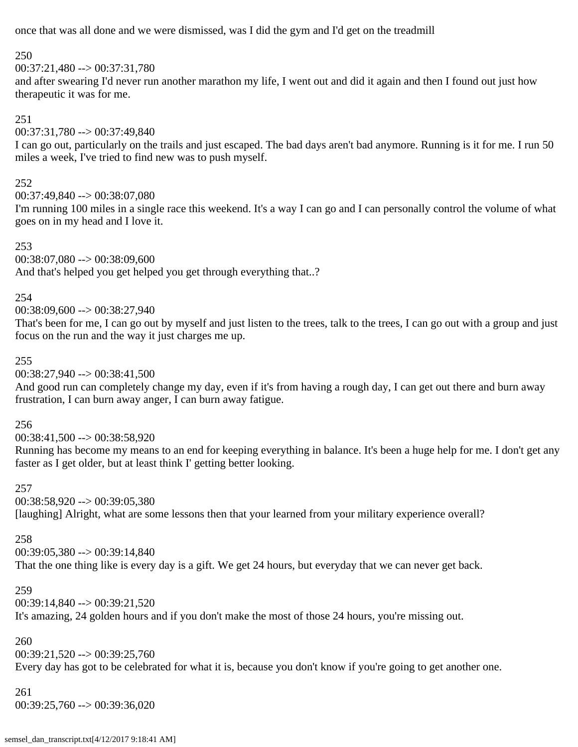once that was all done and we were dismissed, was I did the gym and I'd get on the treadmill

250
00:37:21,480 --> 00:37:31,780
and after swearing I'd never run another marathon my life, I went out and did it again and then I found out just how therapeutic it was for me.

251
00:37:31,780 --> 00:37:49,840
I can go out, particularly on the trails and just escaped. The bad days aren't bad anymore. Running is it for me. I run 50 miles a week, I've tried to find new was to push myself.

252
00:37:49,840 --> 00:38:07,080
I'm running 100 miles in a single race this weekend. It's a way I can go and I can personally control the volume of what goes on in my head and I love it.

253
00:38:07,080 --> 00:38:09,600
And that's helped you get helped you get through everything that..?

254
00:38:09,600 --> 00:38:27,940
That's been for me, I can go out by myself and just listen to the trees, talk to the trees, I can go out with a group and just focus on the run and the way it just charges me up.

255
00:38:27,940 --> 00:38:41,500
And good run can completely change my day, even if it's from having a rough day, I can get out there and burn away frustration, I can burn away anger, I can burn away fatigue.

256
00:38:41,500 --> 00:38:58,920
Running has become my means to an end for keeping everything in balance. It's been a huge help for me. I don't get any faster as I get older, but at least think I' getting better looking.

257
00:38:58,920 --> 00:39:05,380
[laughing] Alright, what are some lessons then that your learned from your military experience overall?

258
00:39:05,380 --> 00:39:14,840
That the one thing like is every day is a gift. We get 24 hours, but everyday that we can never get back.

259
00:39:14,840 --> 00:39:21,520
It's amazing, 24 golden hours and if you don't make the most of those 24 hours, you're missing out.

260
00:39:21,520 --> 00:39:25,760
Every day has got to be celebrated for what it is, because you don't know if you're going to get another one.

261
00:39:25,760 --> 00:39:36,020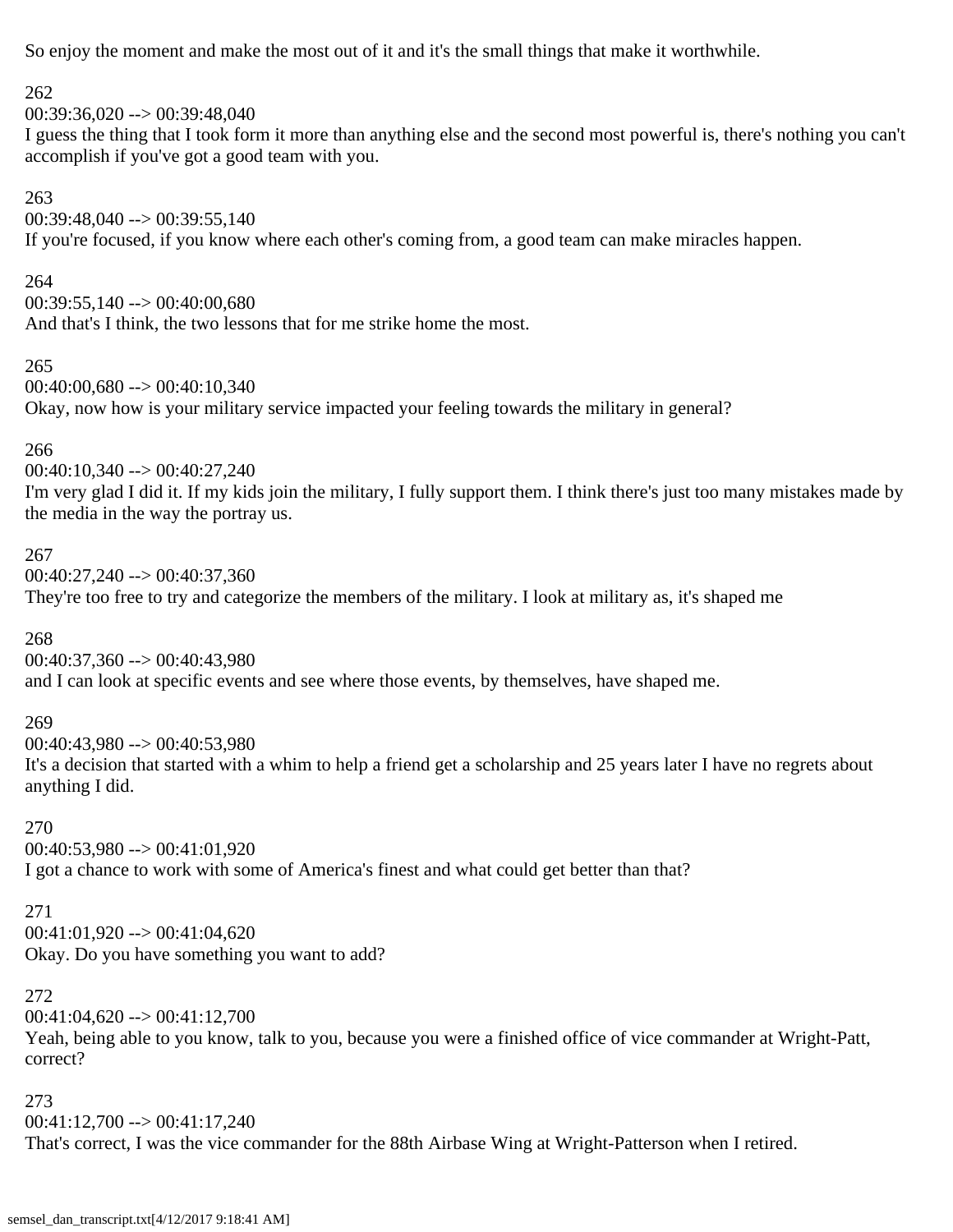So enjoy the moment and make the most out of it and it's the small things that make it worthwhile.

262
00:39:36,020 --> 00:39:48,040
I guess the thing that I took form it more than anything else and the second most powerful is, there's nothing you can't accomplish if you've got a good team with you.

263
00:39:48,040 --> 00:39:55,140
If you're focused, if you know where each other's coming from, a good team can make miracles happen.

264
00:39:55,140 --> 00:40:00,680
And that's I think, the two lessons that for me strike home the most.

265
00:40:00,680 --> 00:40:10,340
Okay, now how is your military service impacted your feeling towards the military in general?

266
00:40:10,340 --> 00:40:27,240
I'm very glad I did it. If my kids join the military, I fully support them. I think there's just too many mistakes made by the media in the way the portray us.

267
00:40:27,240 --> 00:40:37,360
They're too free to try and categorize the members of the military. I look at military as, it's shaped me

268
00:40:37,360 --> 00:40:43,980
and I can look at specific events and see where those events, by themselves, have shaped me.

269
00:40:43,980 --> 00:40:53,980
It's a decision that started with a whim to help a friend get a scholarship and 25 years later I have no regrets about anything I did.

270
00:40:53,980 --> 00:41:01,920
I got a chance to work with some of America's finest and what could get better than that?

271
00:41:01,920 --> 00:41:04,620
Okay. Do you have something you want to add?

272
00:41:04,620 --> 00:41:12,700
Yeah, being able to you know, talk to you, because you were a finished office of vice commander at Wright-Patt, correct?

273
00:41:12,700 --> 00:41:17,240
That's correct, I was the vice commander for the 88th Airbase Wing at Wright-Patterson when I retired.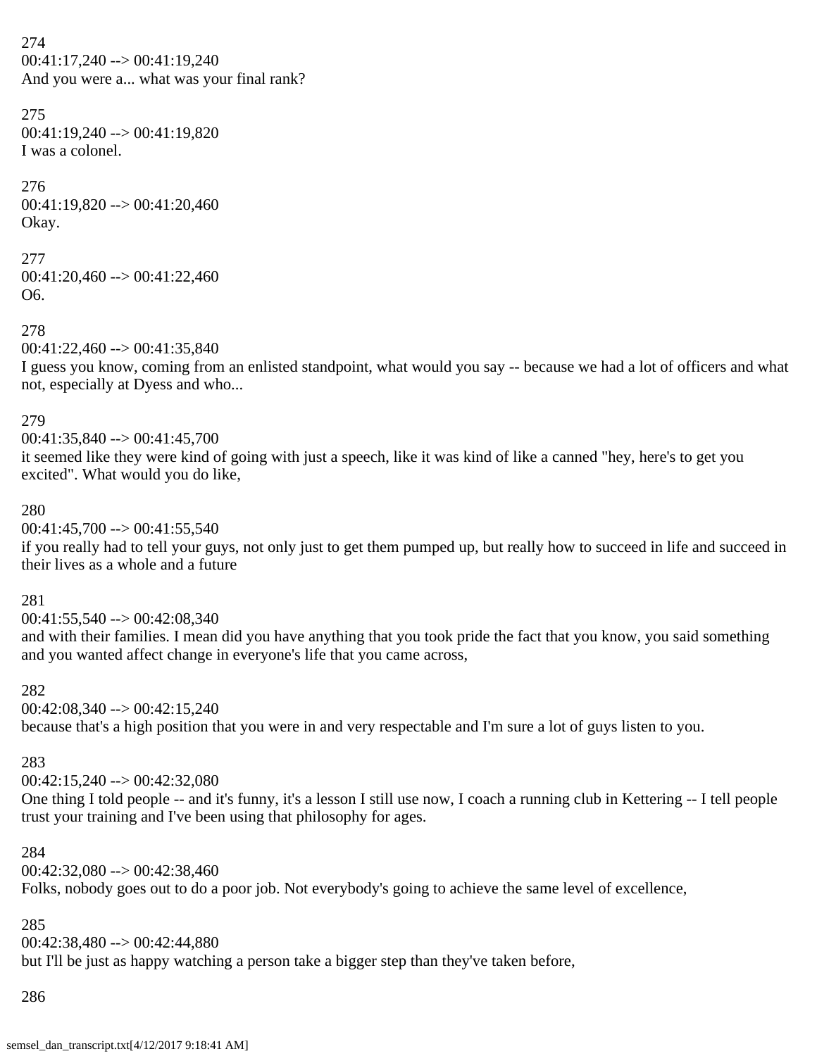274
00:41:17,240 --> 00:41:19,240
And you were a... what was your final rank?

275
00:41:19,240 --> 00:41:19,820
I was a colonel.

276
00:41:19,820 --> 00:41:20,460
Okay.

277
00:41:20,460 --> 00:41:22,460
O6.

278
00:41:22,460 --> 00:41:35,840
I guess you know, coming from an enlisted standpoint, what would you say -- because we had a lot of officers and what not, especially at Dyess and who...

279
00:41:35,840 --> 00:41:45,700
it seemed like they were kind of going with just a speech, like it was kind of like a canned "hey, here's to get you excited". What would you do like,

280
00:41:45,700 --> 00:41:55,540
if you really had to tell your guys, not only just to get them pumped up, but really how to succeed in life and succeed in their lives as a whole and a future

281
00:41:55,540 --> 00:42:08,340
and with their families. I mean did you have anything that you took pride the fact that you know, you said something and you wanted affect change in everyone's life that you came across,

282
00:42:08,340 --> 00:42:15,240
because that's a high position that you were in and very respectable and I'm sure a lot of guys listen to you.

283
00:42:15,240 --> 00:42:32,080
One thing I told people -- and it's funny, it's a lesson I still use now, I coach a running club in Kettering -- I tell people trust your training and I've been using that philosophy for ages.

284
00:42:32,080 --> 00:42:38,460
Folks, nobody goes out to do a poor job. Not everybody's going to achieve the same level of excellence,

285
00:42:38,480 --> 00:42:44,880
but I'll be just as happy watching a person take a bigger step than they've taken before,

286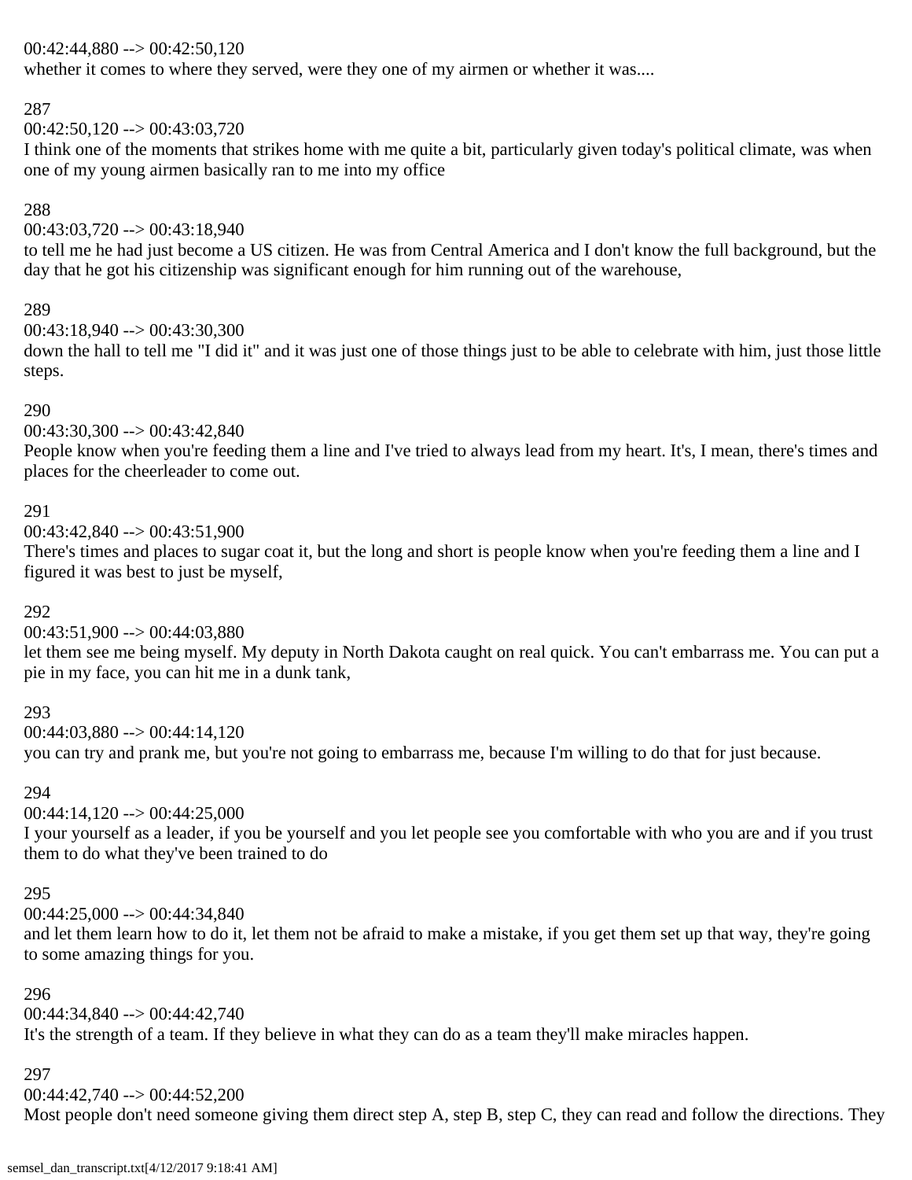00:42:44,880 --> 00:42:50,120
whether it comes to where they served, were they one of my airmen or whether it was....

287
00:42:50,120 --> 00:43:03,720
I think one of the moments that strikes home with me quite a bit, particularly given today's political climate, was when one of my young airmen basically ran to me into my office

288
00:43:03,720 --> 00:43:18,940
to tell me he had just become a US citizen. He was from Central America and I don't know the full background, but the day that he got his citizenship was significant enough for him running out of the warehouse,

289
00:43:18,940 --> 00:43:30,300
down the hall to tell me "I did it" and it was just one of those things just to be able to celebrate with him, just those little steps.

290
00:43:30,300 --> 00:43:42,840
People know when you're feeding them a line and I've tried to always lead from my heart. It's, I mean, there's times and places for the cheerleader to come out.

291
00:43:42,840 --> 00:43:51,900
There's times and places to sugar coat it, but the long and short is people know when you're feeding them a line and I figured it was best to just be myself,

292
00:43:51,900 --> 00:44:03,880
let them see me being myself. My deputy in North Dakota caught on real quick. You can't embarrass me. You can put a pie in my face, you can hit me in a dunk tank,

293
00:44:03,880 --> 00:44:14,120
you can try and prank me, but you're not going to embarrass me, because I'm willing to do that for just because.

294
00:44:14,120 --> 00:44:25,000
I your yourself as a leader, if you be yourself and you let people see you comfortable with who you are and if you trust them to do what they've been trained to do

295
00:44:25,000 --> 00:44:34,840
and let them learn how to do it, let them not be afraid to make a mistake, if you get them set up that way, they're going to some amazing things for you.

296
00:44:34,840 --> 00:44:42,740
It's the strength of a team. If they believe in what they can do as a team they'll make miracles happen.

297
00:44:42,740 --> 00:44:52,200
Most people don't need someone giving them direct step A, step B, step C, they can read and follow the directions. They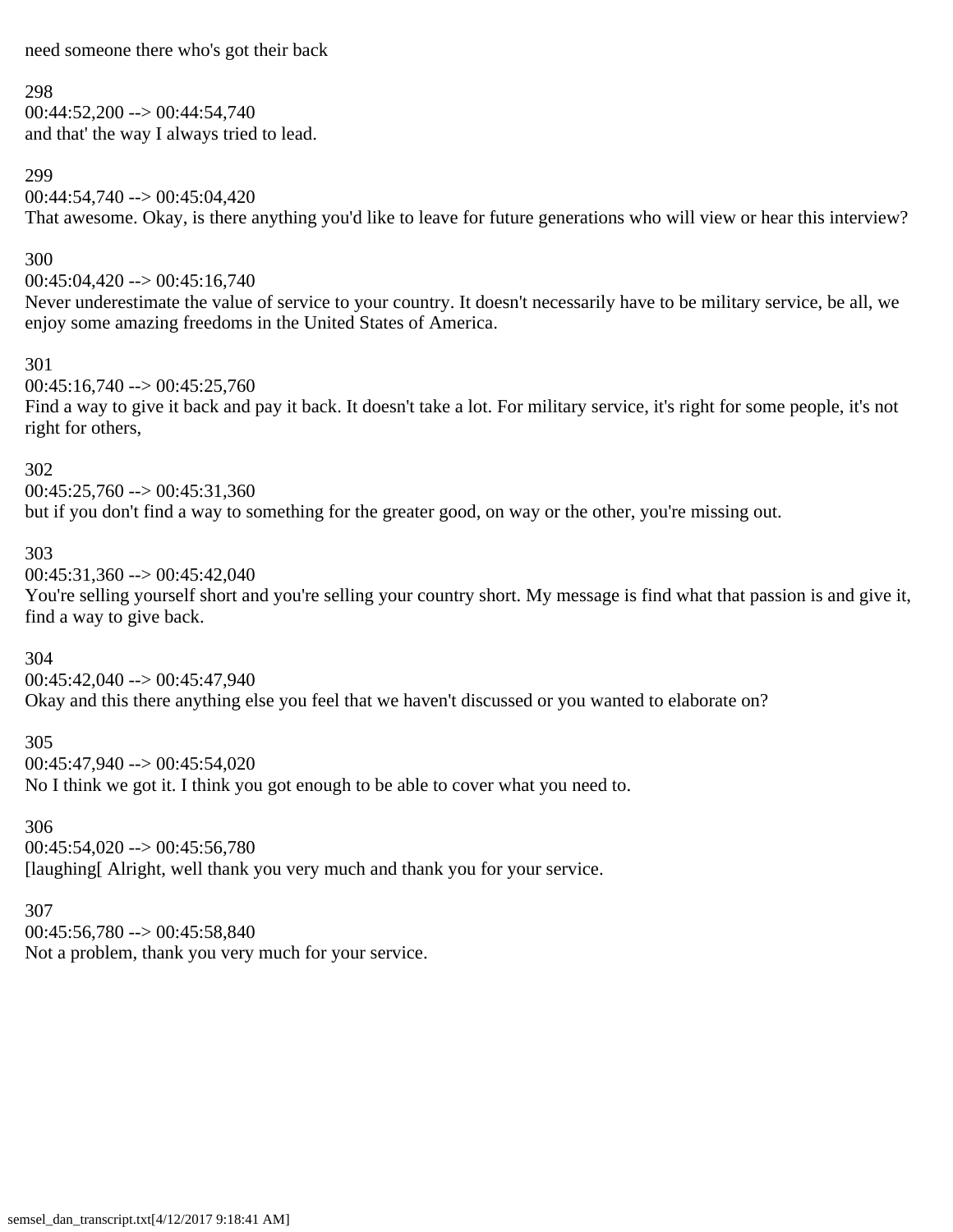need someone there who's got their back

298
00:44:52,200 --> 00:44:54,740
and that' the way I always tried to lead.

299
00:44:54,740 --> 00:45:04,420
That awesome. Okay, is there anything you'd like to leave for future generations who will view or hear this interview?

300
00:45:04,420 --> 00:45:16,740
Never underestimate the value of service to your country. It doesn't necessarily have to be military service, be all, we enjoy some amazing freedoms in the United States of America.

301
00:45:16,740 --> 00:45:25,760
Find a way to give it back and pay it back. It doesn't take a lot. For military service, it's right for some people, it's not right for others,

302
00:45:25,760 --> 00:45:31,360
but if you don't find a way to something for the greater good, on way or the other, you're missing out.

303
00:45:31,360 --> 00:45:42,040
You're selling yourself short and you're selling your country short. My message is find what that passion is and give it, find a way to give back.

304
00:45:42,040 --> 00:45:47,940
Okay and this there anything else you feel that we haven't discussed or you wanted to elaborate on?

305
00:45:47,940 --> 00:45:54,020
No I think we got it. I think you got enough to be able to cover what you need to.

306
00:45:54,020 --> 00:45:56,780
[laughing[ Alright, well thank you very much and thank you for your service.

307
00:45:56,780 --> 00:45:58,840
Not a problem, thank you very much for your service.